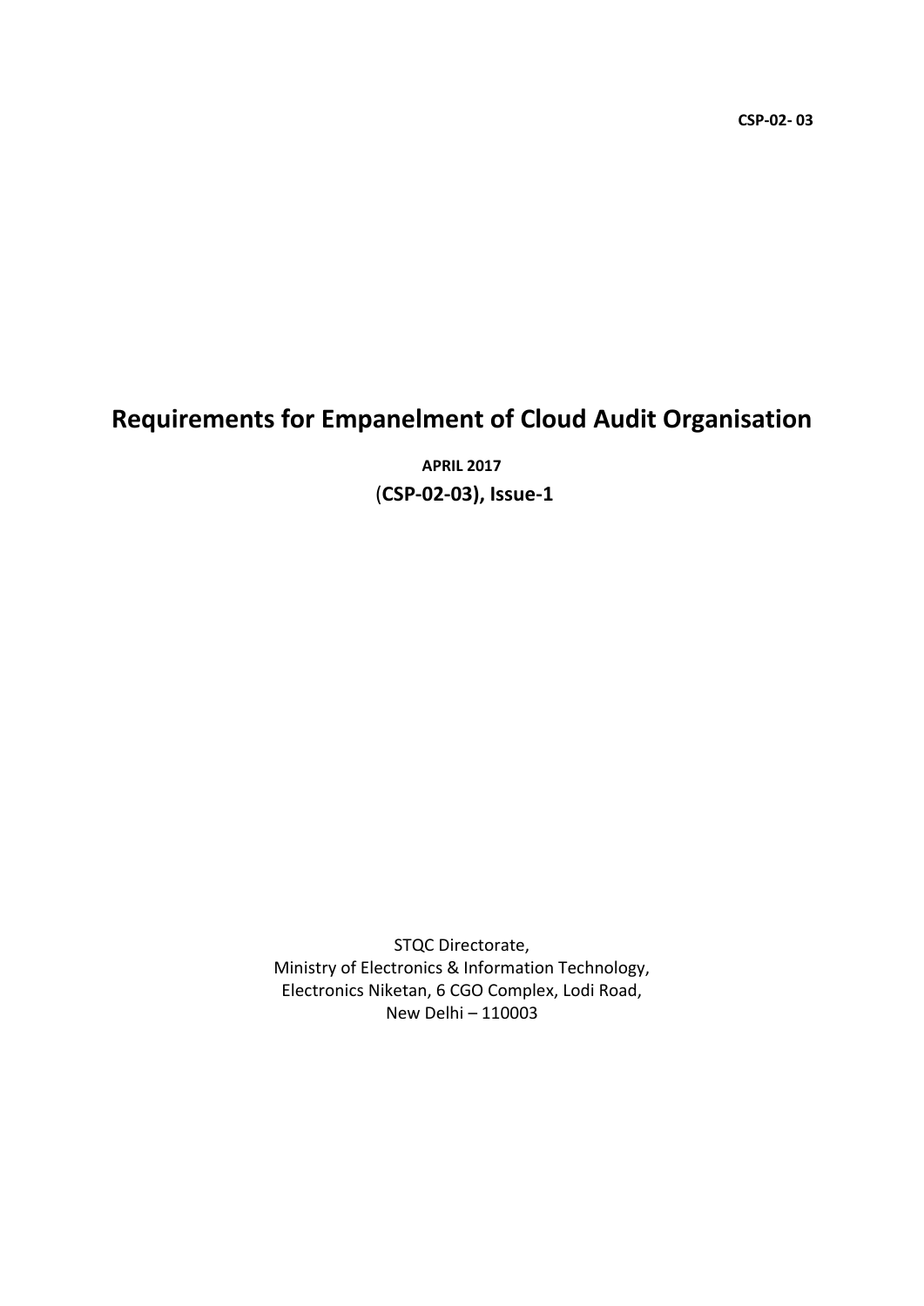**CSP-02- 03**

# Requirements for Empanelment of Cloud Audit Organisation

**APRIL 2017**

(**CSP-02-03), Issue-1**

STQC Directorate,
Ministry of Electronics & Information Technology,
Electronics Niketan, 6 CGO Complex, Lodi Road,
New Delhi – 110003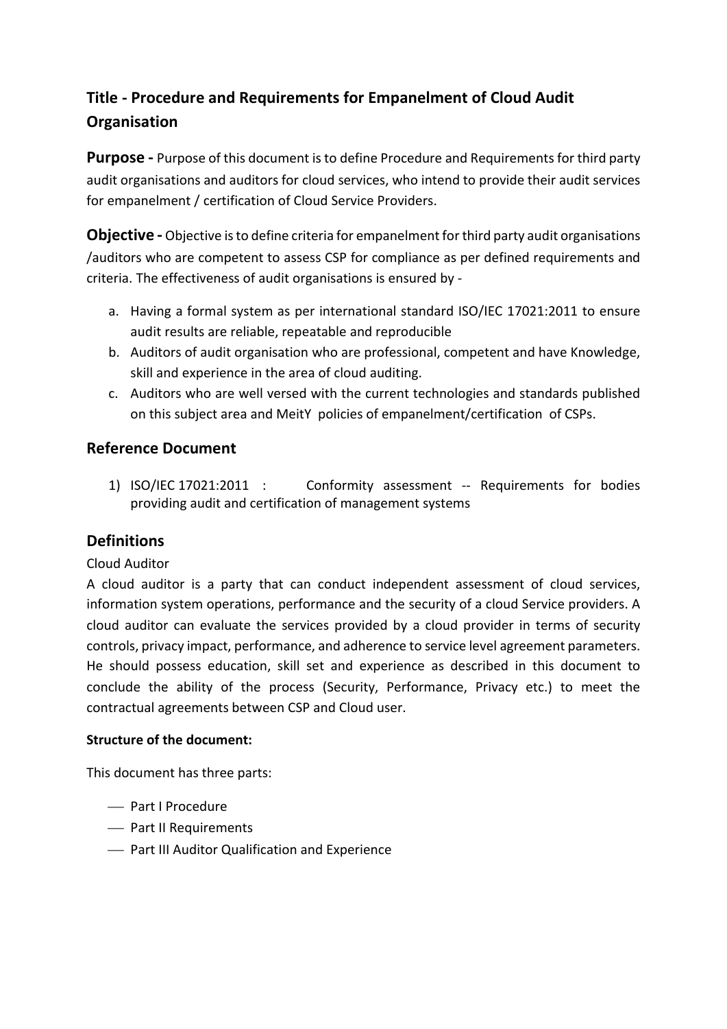## Title - Procedure and Requirements for Empanelment of Cloud Audit Organisation

**Purpose -** Purpose of this document is to define Procedure and Requirements for third party audit organisations and auditors for cloud services, who intend to provide their audit services for empanelment / certification of Cloud Service Providers.

**Objective -** Objective is to define criteria for empanelment for third party audit organisations /auditors who are competent to assess CSP for compliance as per defined requirements and criteria. The effectiveness of audit organisations is ensured by -

a. Having a formal system as per international standard ISO/IEC 17021:2011 to ensure audit results are reliable, repeatable and reproducible
b. Auditors of audit organisation who are professional, competent and have Knowledge, skill and experience in the area of cloud auditing.
c. Auditors who are well versed with the current technologies and standards published on this subject area and MeitY policies of empanelment/certification of CSPs.

### Reference Document

1) ISO/IEC 17021:2011 : Conformity assessment -- Requirements for bodies providing audit and certification of management systems

### Definitions

Cloud Auditor

A cloud auditor is a party that can conduct independent assessment of cloud services, information system operations, performance and the security of a cloud Service providers. A cloud auditor can evaluate the services provided by a cloud provider in terms of security controls, privacy impact, performance, and adherence to service level agreement parameters. He should possess education, skill set and experience as described in this document to conclude the ability of the process (Security, Performance, Privacy etc.) to meet the contractual agreements between CSP and Cloud user.

**Structure of the document:**

This document has three parts:

- Part I Procedure
- Part II Requirements
- Part III Auditor Qualification and Experience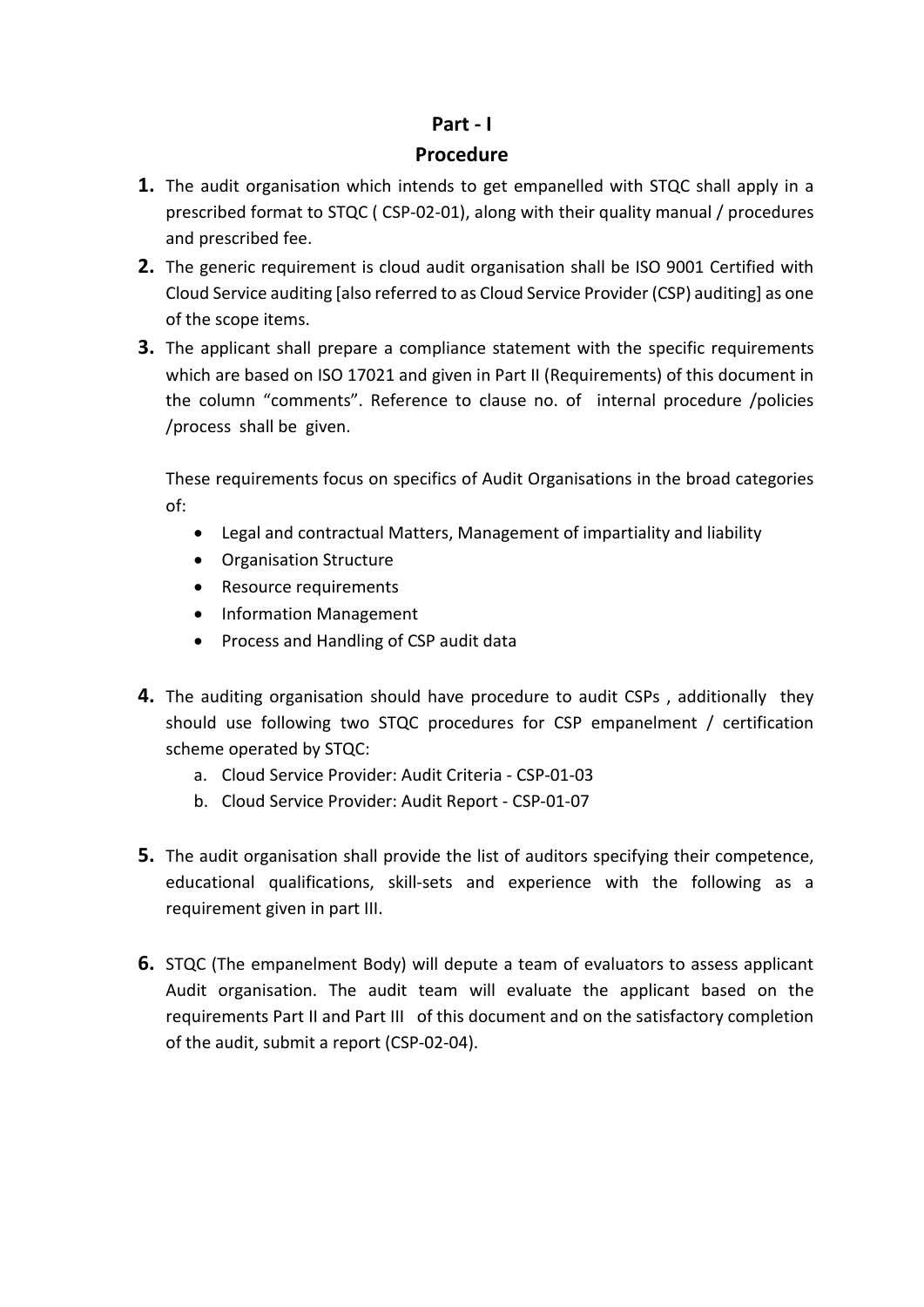# Part - I

## Procedure

1. The audit organisation which intends to get empanelled with STQC shall apply in a prescribed format to STQC ( CSP-02-01), along with their quality manual / procedures and prescribed fee.
2. The generic requirement is cloud audit organisation shall be ISO 9001 Certified with Cloud Service auditing [also referred to as Cloud Service Provider (CSP) auditing] as one of the scope items.
3. The applicant shall prepare a compliance statement with the specific requirements which are based on ISO 17021 and given in Part II (Requirements) of this document in the column "comments". Reference to clause no. of internal procedure /policies /process shall be given.

   These requirements focus on specifics of Audit Organisations in the broad categories of:

   - Legal and contractual Matters, Management of impartiality and liability
   - Organisation Structure
   - Resource requirements
   - Information Management
   - Process and Handling of CSP audit data

4. The auditing organisation should have procedure to audit CSPs , additionally they should use following two STQC procedures for CSP empanelment / certification scheme operated by STQC:
   a. Cloud Service Provider: Audit Criteria - CSP-01-03
   b. Cloud Service Provider: Audit Report - CSP-01-07

5. The audit organisation shall provide the list of auditors specifying their competence, educational qualifications, skill-sets and experience with the following as a requirement given in part III.

6. STQC (The empanelment Body) will depute a team of evaluators to assess applicant Audit organisation. The audit team will evaluate the applicant based on the requirements Part II and Part III of this document and on the satisfactory completion of the audit, submit a report (CSP-02-04).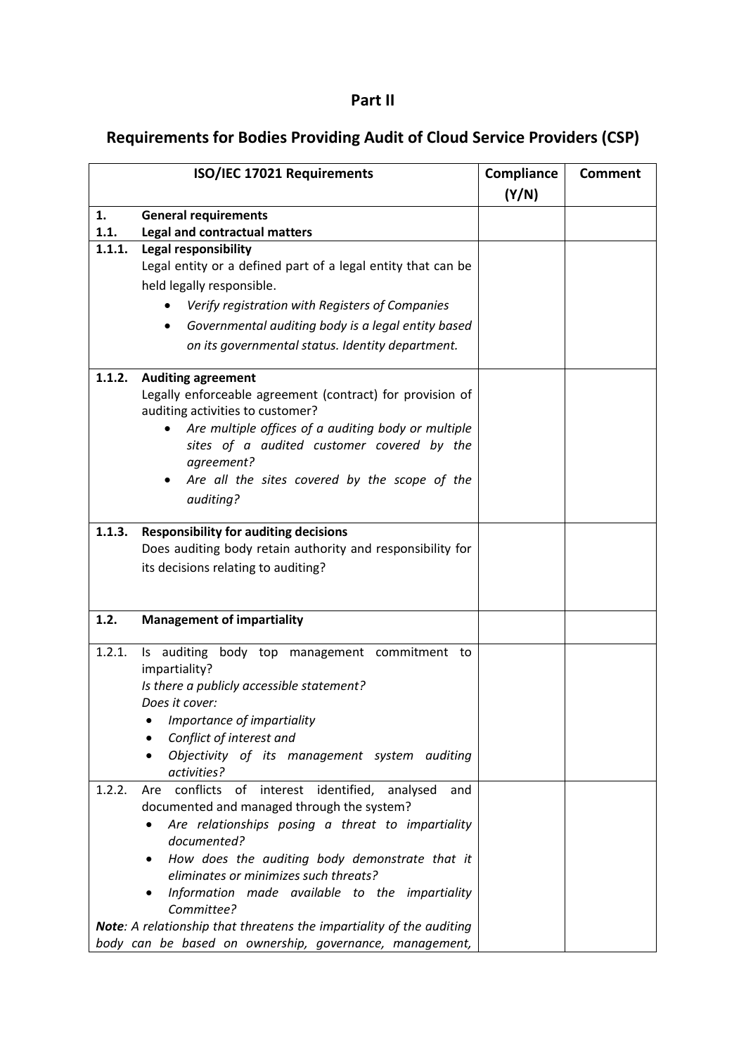# Part II

## Requirements for Bodies Providing Audit of Cloud Service Providers (CSP)

| ISO/IEC 17021 Requirements | Compliance (Y/N) | Comment |
|---|---|---|
| **1. General requirements**<br>**1.1. Legal and contractual matters** | | |
| **1.1.1. Legal responsibility**<br>Legal entity or a defined part of a legal entity that can be held legally responsible.<br>• *Verify registration with Registers of Companies*<br>• *Governmental auditing body is a legal entity based on its governmental status. Identity department.* | | |
| **1.1.2. Auditing agreement**<br>Legally enforceable agreement (contract) for provision of auditing activities to customer?<br>• *Are multiple offices of a auditing body or multiple sites of a audited customer covered by the agreement?*<br>• *Are all the sites covered by the scope of the auditing?* | | |
| **1.1.3. Responsibility for auditing decisions**<br>Does auditing body retain authority and responsibility for its decisions relating to auditing? | | |
| **1.2. Management of impartiality** | | |
| 1.2.1. Is auditing body top management commitment to impartiality?<br>*Is there a publicly accessible statement?*<br>*Does it cover:*<br>• *Importance of impartiality*<br>• *Conflict of interest and*<br>• *Objectivity of its management system auditing activities?* | | |
| 1.2.2. Are conflicts of interest identified, analysed and documented and managed through the system?<br>• *Are relationships posing a threat to impartiality documented?*<br>• *How does the auditing body demonstrate that it eliminates or minimizes such threats?*<br>• *Information made available to the impartiality Committee?*<br>***Note**: A relationship that threatens the impartiality of the auditing body can be based on ownership, governance, management,* | | |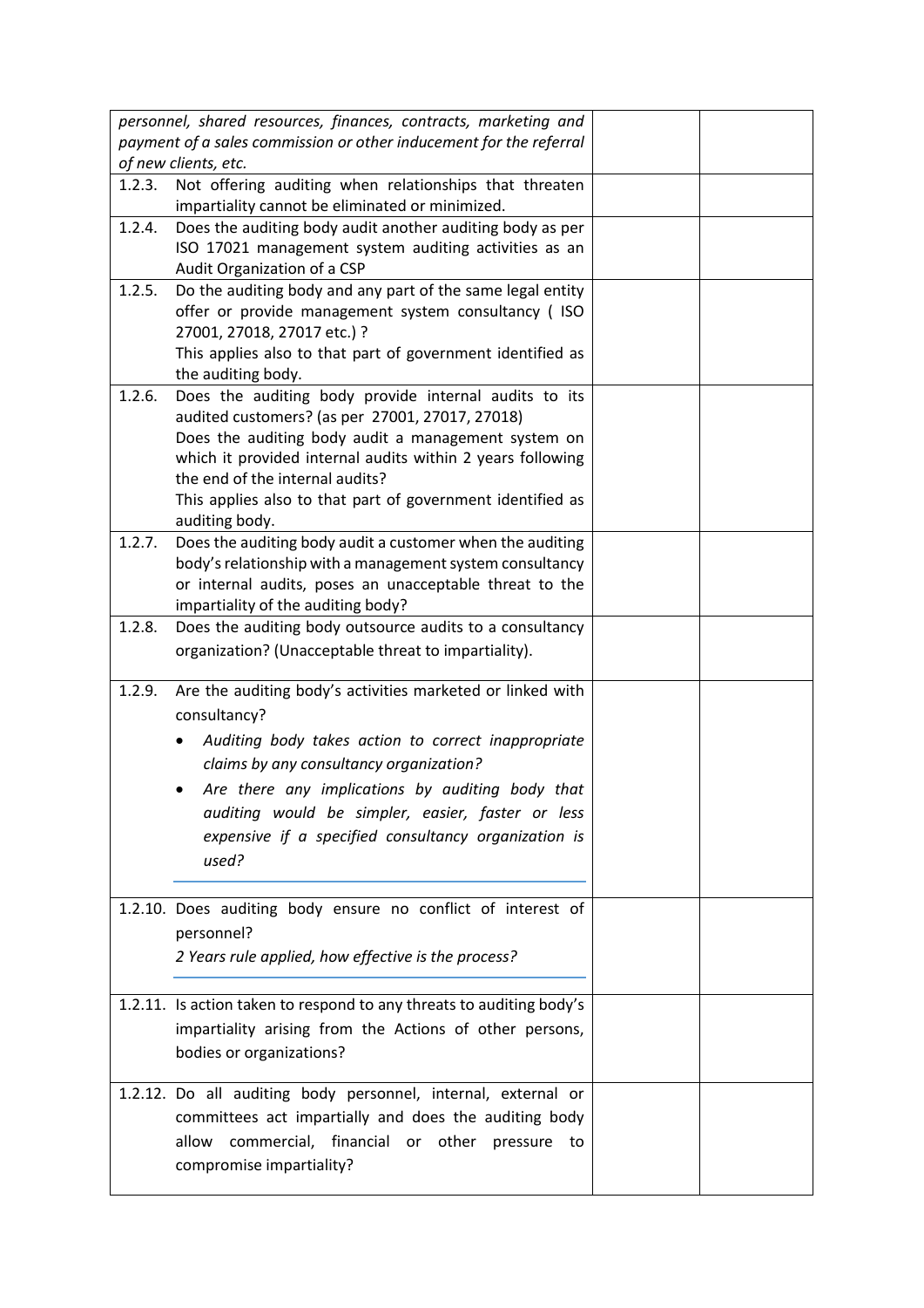| | | |
|---|---|---|
| *personnel, shared resources, finances, contracts, marketing and payment of a sales commission or other inducement for the referral of new clients, etc.* | | |
| 1.2.3. Not offering auditing when relationships that threaten impartiality cannot be eliminated or minimized. | | |
| 1.2.4. Does the auditing body audit another auditing body as per ISO 17021 management system auditing activities as an Audit Organization of a CSP | | |
| 1.2.5. Do the auditing body and any part of the same legal entity offer or provide management system consultancy ( ISO 27001, 27018, 27017 etc.) ?<br>This applies also to that part of government identified as the auditing body. | | |
| 1.2.6. Does the auditing body provide internal audits to its audited customers? (as per 27001, 27017, 27018)<br>Does the auditing body audit a management system on which it provided internal audits within 2 years following the end of the internal audits?<br>This applies also to that part of government identified as auditing body. | | |
| 1.2.7. Does the auditing body audit a customer when the auditing body's relationship with a management system consultancy or internal audits, poses an unacceptable threat to the impartiality of the auditing body? | | |
| 1.2.8. Does the auditing body outsource audits to a consultancy organization? (Unacceptable threat to impartiality). | | |
| 1.2.9. Are the auditing body's activities marketed or linked with consultancy?<br>• *Auditing body takes action to correct inappropriate claims by any consultancy organization?*<br>• *Are there any implications by auditing body that auditing would be simpler, easier, faster or less expensive if a specified consultancy organization is used?* | | |
| 1.2.10. Does auditing body ensure no conflict of interest of personnel?<br>*2 Years rule applied, how effective is the process?* | | |
| 1.2.11. Is action taken to respond to any threats to auditing body's impartiality arising from the Actions of other persons, bodies or organizations? | | |
| 1.2.12. Do all auditing body personnel, internal, external or committees act impartially and does the auditing body allow commercial, financial or other pressure to compromise impartiality? | | |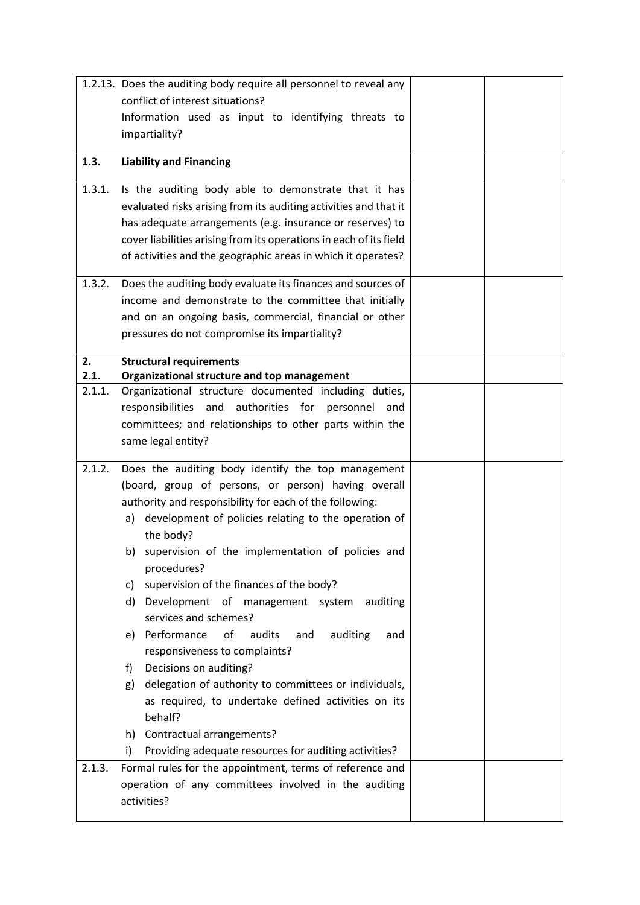| | | | |
|---|---|---|---|
| 1.2.13. | Does the auditing body require all personnel to reveal any conflict of interest situations?<br>Information used as input to identifying threats to impartiality? | | |
| **1.3.** | **Liability and Financing** | | |
| 1.3.1. | Is the auditing body able to demonstrate that it has evaluated risks arising from its auditing activities and that it has adequate arrangements (e.g. insurance or reserves) to cover liabilities arising from its operations in each of its field of activities and the geographic areas in which it operates? | | |
| 1.3.2. | Does the auditing body evaluate its finances and sources of income and demonstrate to the committee that initially and on an ongoing basis, commercial, financial or other pressures do not compromise its impartiality? | | |
| **2.**<br>**2.1.** | **Structural requirements**<br>**Organizational structure and top management** | | |
| 2.1.1. | Organizational structure documented including duties, responsibilities and authorities for personnel and committees; and relationships to other parts within the same legal entity? | | |
| 2.1.2. | Does the auditing body identify the top management (board, group of persons, or person) having overall authority and responsibility for each of the following:<br>a) development of policies relating to the operation of the body?<br>b) supervision of the implementation of policies and procedures?<br>c) supervision of the finances of the body?<br>d) Development of management system auditing services and schemes?<br>e) Performance of audits and auditing and responsiveness to complaints?<br>f) Decisions on auditing?<br>g) delegation of authority to committees or individuals, as required, to undertake defined activities on its behalf?<br>h) Contractual arrangements?<br>i) Providing adequate resources for auditing activities? | | |
| 2.1.3. | Formal rules for the appointment, terms of reference and operation of any committees involved in the auditing activities? | | |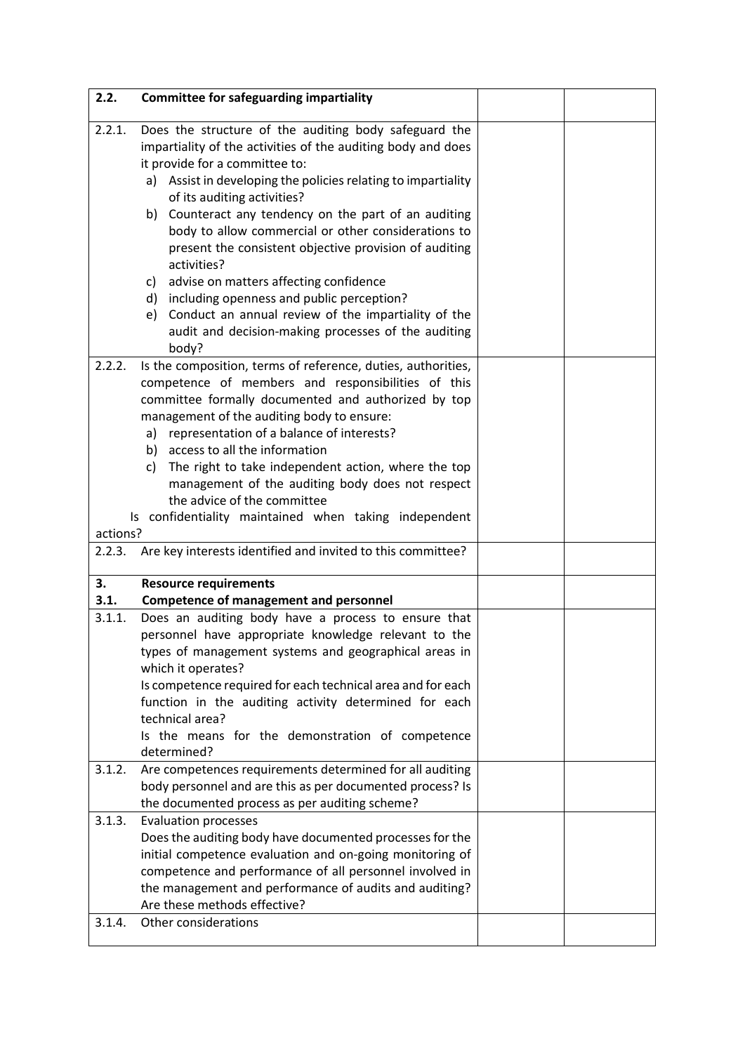| | | | |
|---|---|---|---|
| **2.2.** | **Committee for safeguarding impartiality** | | |
| 2.2.1. | Does the structure of the auditing body safeguard the impartiality of the activities of the auditing body and does it provide for a committee to:<br>a) Assist in developing the policies relating to impartiality of its auditing activities?<br>b) Counteract any tendency on the part of an auditing body to allow commercial or other considerations to present the consistent objective provision of auditing activities?<br>c) advise on matters affecting confidence<br>d) including openness and public perception?<br>e) Conduct an annual review of the impartiality of the audit and decision-making processes of the auditing body? | | |
| 2.2.2. | Is the composition, terms of reference, duties, authorities, competence of members and responsibilities of this committee formally documented and authorized by top management of the auditing body to ensure:<br>a) representation of a balance of interests?<br>b) access to all the information<br>c) The right to take independent action, where the top management of the auditing body does not respect the advice of the committee<br>Is confidentiality maintained when taking independent actions? | | |
| 2.2.3. | Are key interests identified and invited to this committee? | | |
| **3.**<br>**3.1.** | **Resource requirements**<br>**Competence of management and personnel** | | |
| 3.1.1. | Does an auditing body have a process to ensure that personnel have appropriate knowledge relevant to the types of management systems and geographical areas in which it operates?<br>Is competence required for each technical area and for each function in the auditing activity determined for each technical area?<br>Is the means for the demonstration of competence determined? | | |
| 3.1.2. | Are competences requirements determined for all auditing body personnel and are this as per documented process? Is the documented process as per auditing scheme? | | |
| 3.1.3. | Evaluation processes<br>Does the auditing body have documented processes for the initial competence evaluation and on-going monitoring of competence and performance of all personnel involved in the management and performance of audits and auditing? Are these methods effective? | | |
| 3.1.4. | Other considerations | | |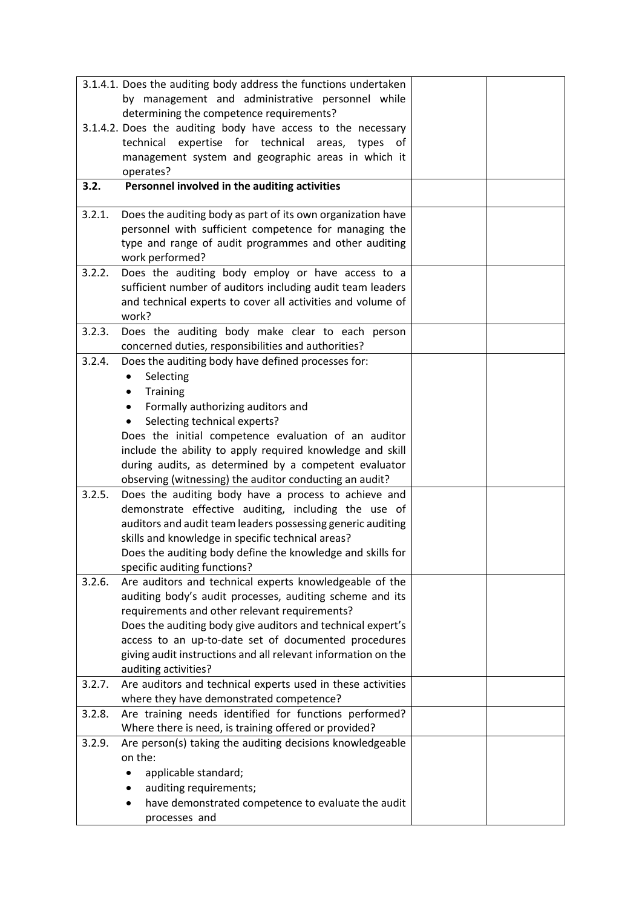| | | |
|---|---|---|
| 3.1.4.1. Does the auditing body address the functions undertaken by management and administrative personnel while determining the competence requirements?<br>3.1.4.2. Does the auditing body have access to the necessary technical expertise for technical areas, types of management system and geographic areas in which it operates? | | |
| **3.2. Personnel involved in the auditing activities** | | |
| 3.2.1. Does the auditing body as part of its own organization have personnel with sufficient competence for managing the type and range of audit programmes and other auditing work performed? | | |
| 3.2.2. Does the auditing body employ or have access to a sufficient number of auditors including audit team leaders and technical experts to cover all activities and volume of work? | | |
| 3.2.3. Does the auditing body make clear to each person concerned duties, responsibilities and authorities? | | |
| 3.2.4. Does the auditing body have defined processes for:<br>• Selecting<br>• Training<br>• Formally authorizing auditors and<br>• Selecting technical experts?<br>Does the initial competence evaluation of an auditor include the ability to apply required knowledge and skill during audits, as determined by a competent evaluator observing (witnessing) the auditor conducting an audit? | | |
| 3.2.5. Does the auditing body have a process to achieve and demonstrate effective auditing, including the use of auditors and audit team leaders possessing generic auditing skills and knowledge in specific technical areas?<br>Does the auditing body define the knowledge and skills for specific auditing functions? | | |
| 3.2.6. Are auditors and technical experts knowledgeable of the auditing body's audit processes, auditing scheme and its requirements and other relevant requirements?<br>Does the auditing body give auditors and technical expert's access to an up-to-date set of documented procedures giving audit instructions and all relevant information on the auditing activities? | | |
| 3.2.7. Are auditors and technical experts used in these activities where they have demonstrated competence? | | |
| 3.2.8. Are training needs identified for functions performed? Where there is need, is training offered or provided? | | |
| 3.2.9. Are person(s) taking the auditing decisions knowledgeable on the:<br>• applicable standard;<br>• auditing requirements;<br>• have demonstrated competence to evaluate the audit processes and | | |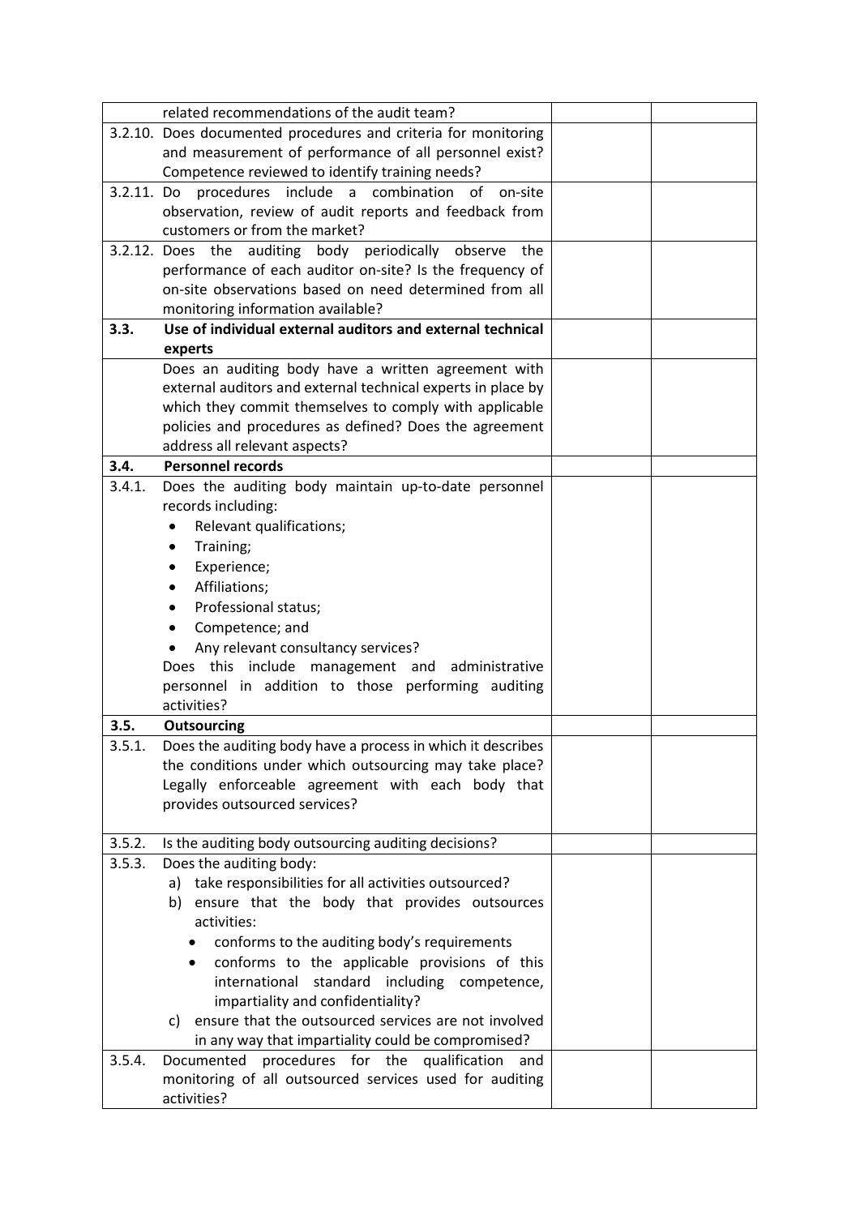|  |  |  |  |
|---|---|---|---|
|  | related recommendations of the audit team? |  |  |
| 3.2.10. | Does documented procedures and criteria for monitoring and measurement of performance of all personnel exist? Competence reviewed to identify training needs? |  |  |
| 3.2.11. | Do procedures include a combination of on-site observation, review of audit reports and feedback from customers or from the market? |  |  |
| 3.2.12. | Does the auditing body periodically observe the performance of each auditor on-site? Is the frequency of on-site observations based on need determined from all monitoring information available? |  |  |
| **3.3.** | **Use of individual external auditors and external technical experts** |  |  |
|  | Does an auditing body have a written agreement with external auditors and external technical experts in place by which they commit themselves to comply with applicable policies and procedures as defined? Does the agreement address all relevant aspects? |  |  |
| **3.4.** | **Personnel records** |  |  |
| 3.4.1. | Does the auditing body maintain up-to-date personnel records including:<br>• Relevant qualifications;<br>• Training;<br>• Experience;<br>• Affiliations;<br>• Professional status;<br>• Competence; and<br>• Any relevant consultancy services?<br>Does this include management and administrative personnel in addition to those performing auditing activities? |  |  |
| **3.5.** | **Outsourcing** |  |  |
| 3.5.1. | Does the auditing body have a process in which it describes the conditions under which outsourcing may take place? Legally enforceable agreement with each body that provides outsourced services? |  |  |
| 3.5.2. | Is the auditing body outsourcing auditing decisions? |  |  |
| 3.5.3. | Does the auditing body:<br>a) take responsibilities for all activities outsourced?<br>b) ensure that the body that provides outsources activities:<br>• conforms to the auditing body's requirements<br>• conforms to the applicable provisions of this international standard including competence, impartiality and confidentiality?<br>c) ensure that the outsourced services are not involved in any way that impartiality could be compromised? |  |  |
| 3.5.4. | Documented procedures for the qualification and monitoring of all outsourced services used for auditing activities? |  |  |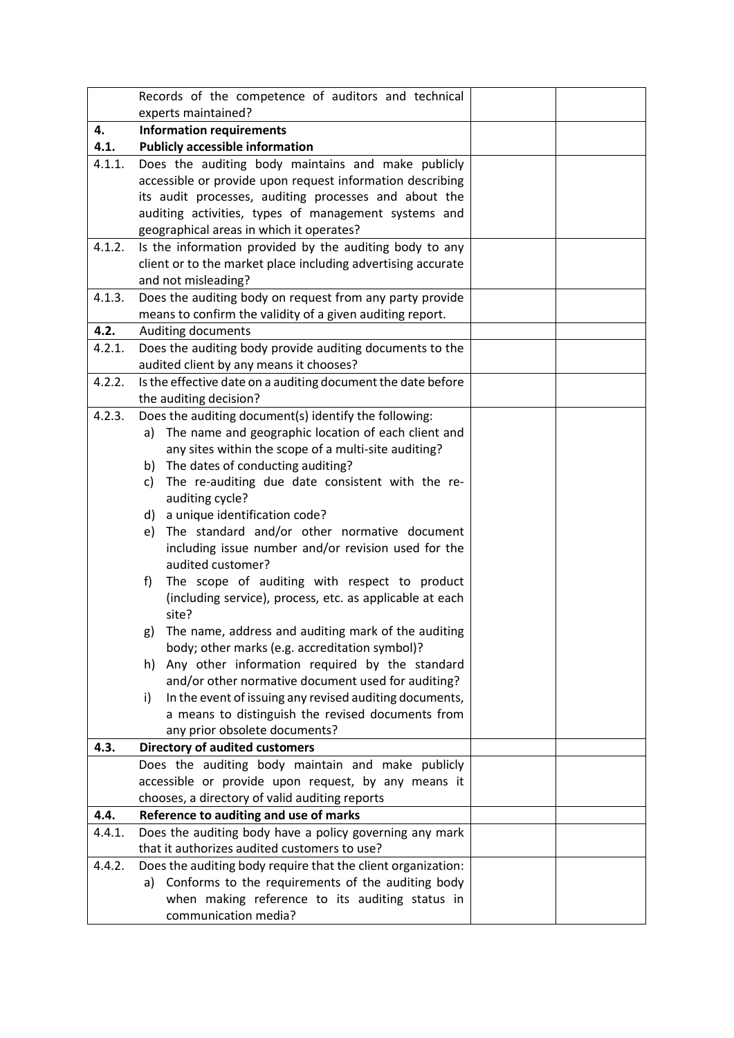|  |  |  |  |
|---|---|---|---|
|  | Records of the competence of auditors and technical experts maintained? |  |  |
| **4.** | **Information requirements** |  |  |
| **4.1.** | **Publicly accessible information** |  |  |
| 4.1.1. | Does the auditing body maintains and make publicly accessible or provide upon request information describing its audit processes, auditing processes and about the auditing activities, types of management systems and geographical areas in which it operates? |  |  |
| 4.1.2. | Is the information provided by the auditing body to any client or to the market place including advertising accurate and not misleading? |  |  |
| 4.1.3. | Does the auditing body on request from any party provide means to confirm the validity of a given auditing report. |  |  |
| **4.2.** | Auditing documents |  |  |
| 4.2.1. | Does the auditing body provide auditing documents to the audited client by any means it chooses? |  |  |
| 4.2.2. | Is the effective date on a auditing document the date before the auditing decision? |  |  |
| 4.2.3. | Does the auditing document(s) identify the following:<br>a) The name and geographic location of each client and any sites within the scope of a multi-site auditing?<br>b) The dates of conducting auditing?<br>c) The re-auditing due date consistent with the re-auditing cycle?<br>d) a unique identification code?<br>e) The standard and/or other normative document including issue number and/or revision used for the audited customer?<br>f) The scope of auditing with respect to product (including service), process, etc. as applicable at each site?<br>g) The name, address and auditing mark of the auditing body; other marks (e.g. accreditation symbol)?<br>h) Any other information required by the standard and/or other normative document used for auditing?<br>i) In the event of issuing any revised auditing documents, a means to distinguish the revised documents from any prior obsolete documents? |  |  |
| **4.3.** | **Directory of audited customers** |  |  |
|  | Does the auditing body maintain and make publicly accessible or provide upon request, by any means it chooses, a directory of valid auditing reports |  |  |
| **4.4.** | **Reference to auditing and use of marks** |  |  |
| 4.4.1. | Does the auditing body have a policy governing any mark that it authorizes audited customers to use? |  |  |
| 4.4.2. | Does the auditing body require that the client organization:<br>a) Conforms to the requirements of the auditing body when making reference to its auditing status in communication media? |  |  |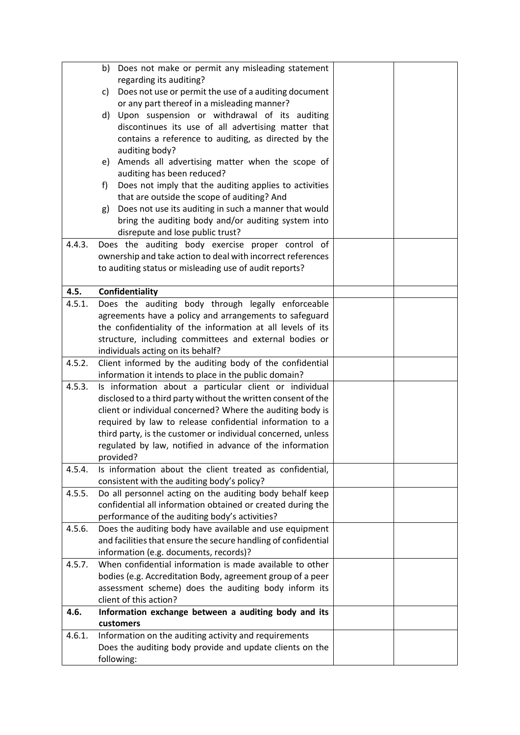| | | | |
|---|---|---|---|
| | b) Does not make or permit any misleading statement regarding its auditing?<br>c) Does not use or permit the use of a auditing document or any part thereof in a misleading manner?<br>d) Upon suspension or withdrawal of its auditing discontinues its use of all advertising matter that contains a reference to auditing, as directed by the auditing body?<br>e) Amends all advertising matter when the scope of auditing has been reduced?<br>f) Does not imply that the auditing applies to activities that are outside the scope of auditing? And<br>g) Does not use its auditing in such a manner that would bring the auditing body and/or auditing system into disrepute and lose public trust? | | |
| 4.4.3. | Does the auditing body exercise proper control of ownership and take action to deal with incorrect references to auditing status or misleading use of audit reports? | | |
| **4.5.** | **Confidentiality** | | |
| 4.5.1. | Does the auditing body through legally enforceable agreements have a policy and arrangements to safeguard the confidentiality of the information at all levels of its structure, including committees and external bodies or individuals acting on its behalf? | | |
| 4.5.2. | Client informed by the auditing body of the confidential information it intends to place in the public domain? | | |
| 4.5.3. | Is information about a particular client or individual disclosed to a third party without the written consent of the client or individual concerned? Where the auditing body is required by law to release confidential information to a third party, is the customer or individual concerned, unless regulated by law, notified in advance of the information provided? | | |
| 4.5.4. | Is information about the client treated as confidential, consistent with the auditing body's policy? | | |
| 4.5.5. | Do all personnel acting on the auditing body behalf keep confidential all information obtained or created during the performance of the auditing body's activities? | | |
| 4.5.6. | Does the auditing body have available and use equipment and facilities that ensure the secure handling of confidential information (e.g. documents, records)? | | |
| 4.5.7. | When confidential information is made available to other bodies (e.g. Accreditation Body, agreement group of a peer assessment scheme) does the auditing body inform its client of this action? | | |
| **4.6.** | **Information exchange between a auditing body and its customers** | | |
| 4.6.1. | Information on the auditing activity and requirements<br>Does the auditing body provide and update clients on the following: | | |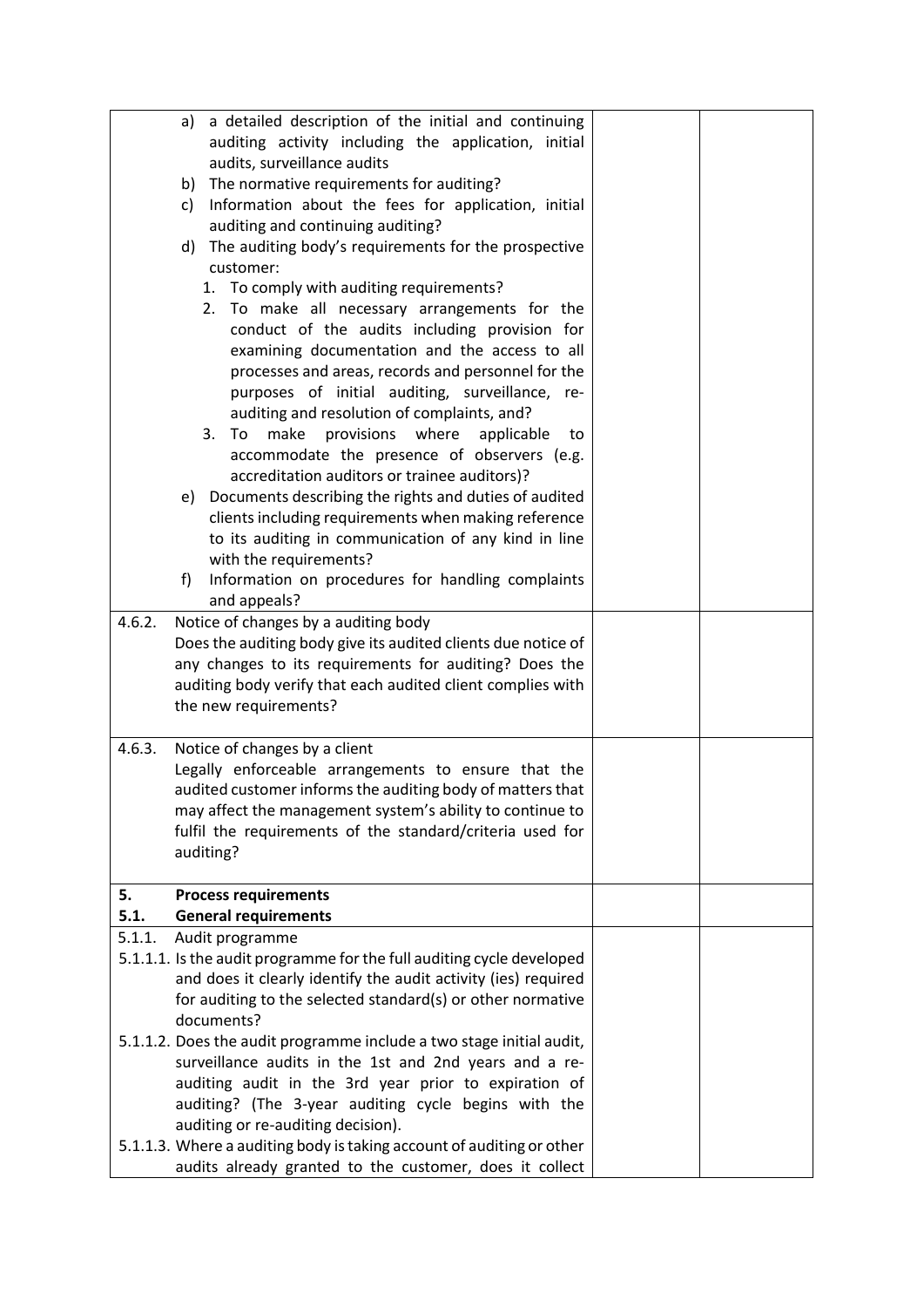| | | | |
|---|---|---|---|
| | a) a detailed description of the initial and continuing auditing activity including the application, initial audits, surveillance audits<br>b) The normative requirements for auditing?<br>c) Information about the fees for application, initial auditing and continuing auditing?<br>d) The auditing body's requirements for the prospective customer:<br>1. To comply with auditing requirements?<br>2. To make all necessary arrangements for the conduct of the audits including provision for examining documentation and the access to all processes and areas, records and personnel for the purposes of initial auditing, surveillance, re-auditing and resolution of complaints, and?<br>3. To make provisions where applicable to accommodate the presence of observers (e.g. accreditation auditors or trainee auditors)?<br>e) Documents describing the rights and duties of audited clients including requirements when making reference to its auditing in communication of any kind in line with the requirements?<br>f) Information on procedures for handling complaints and appeals? | | |
| 4.6.2. | Notice of changes by a auditing body<br>Does the auditing body give its audited clients due notice of any changes to its requirements for auditing? Does the auditing body verify that each audited client complies with the new requirements? | | |
| 4.6.3. | Notice of changes by a client<br>Legally enforceable arrangements to ensure that the audited customer informs the auditing body of matters that may affect the management system's ability to continue to fulfil the requirements of the standard/criteria used for auditing? | | |
| **5.**<br>**5.1.** | **Process requirements**<br>**General requirements** | | |
| 5.1.1. | Audit programme<br>5.1.1.1. Is the audit programme for the full auditing cycle developed and does it clearly identify the audit activity (ies) required for auditing to the selected standard(s) or other normative documents?<br>5.1.1.2. Does the audit programme include a two stage initial audit, surveillance audits in the 1st and 2nd years and a re-auditing audit in the 3rd year prior to expiration of auditing? (The 3-year auditing cycle begins with the auditing or re-auditing decision).<br>5.1.1.3. Where a auditing body is taking account of auditing or other audits already granted to the customer, does it collect | | |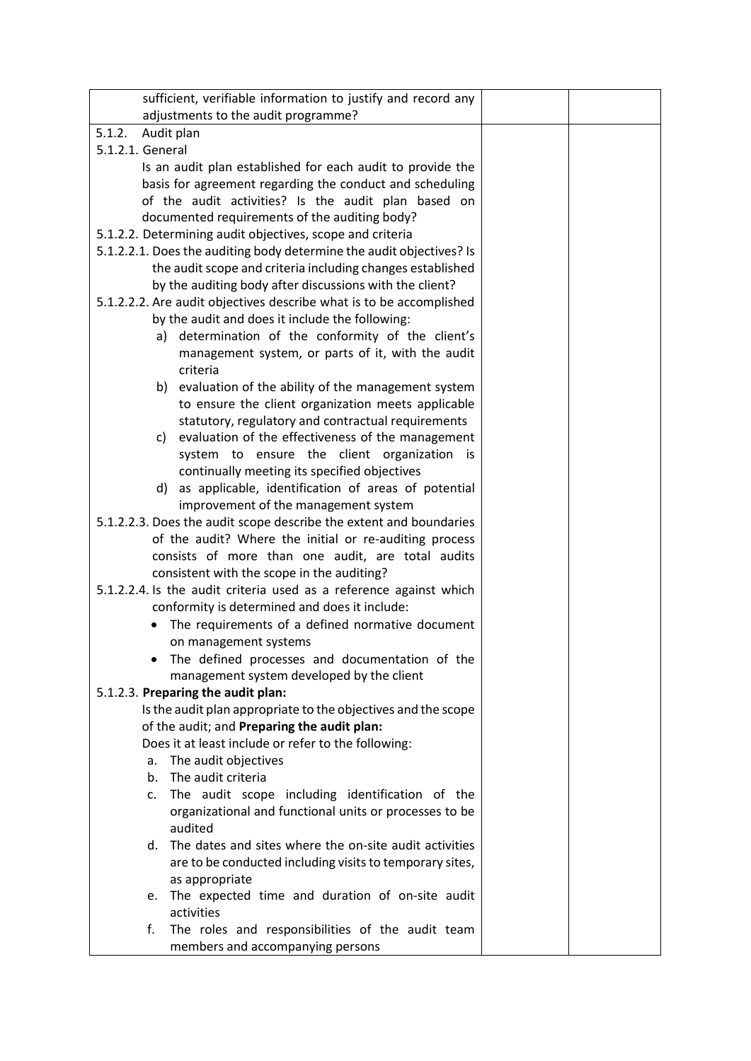| | | |
|---|---|---|
| sufficient, verifiable information to justify and record any adjustments to the audit programme? | | |
| 5.1.2. Audit plan<br>5.1.2.1. General<br>Is an audit plan established for each audit to provide the basis for agreement regarding the conduct and scheduling of the audit activities? Is the audit plan based on documented requirements of the auditing body?<br>5.1.2.2. Determining audit objectives, scope and criteria<br>5.1.2.2.1. Does the auditing body determine the audit objectives? Is the audit scope and criteria including changes established by the auditing body after discussions with the client?<br>5.1.2.2.2. Are audit objectives describe what is to be accomplished by the audit and does it include the following:<br>a) determination of the conformity of the client's management system, or parts of it, with the audit criteria<br>b) evaluation of the ability of the management system to ensure the client organization meets applicable statutory, regulatory and contractual requirements<br>c) evaluation of the effectiveness of the management system to ensure the client organization is continually meeting its specified objectives<br>d) as applicable, identification of areas of potential improvement of the management system<br>5.1.2.2.3. Does the audit scope describe the extent and boundaries of the audit? Where the initial or re-auditing process consists of more than one audit, are total audits consistent with the scope in the auditing?<br>5.1.2.2.4. Is the audit criteria used as a reference against which conformity is determined and does it include:<br>• The requirements of a defined normative document on management systems<br>• The defined processes and documentation of the management system developed by the client<br>5.1.2.3. **Preparing the audit plan:**<br>Is the audit plan appropriate to the objectives and the scope of the audit; and **Preparing the audit plan:**<br>Does it at least include or refer to the following:<br>a. The audit objectives<br>b. The audit criteria<br>c. The audit scope including identification of the organizational and functional units or processes to be audited<br>d. The dates and sites where the on-site audit activities are to be conducted including visits to temporary sites, as appropriate<br>e. The expected time and duration of on-site audit activities<br>f. The roles and responsibilities of the audit team members and accompanying persons | | |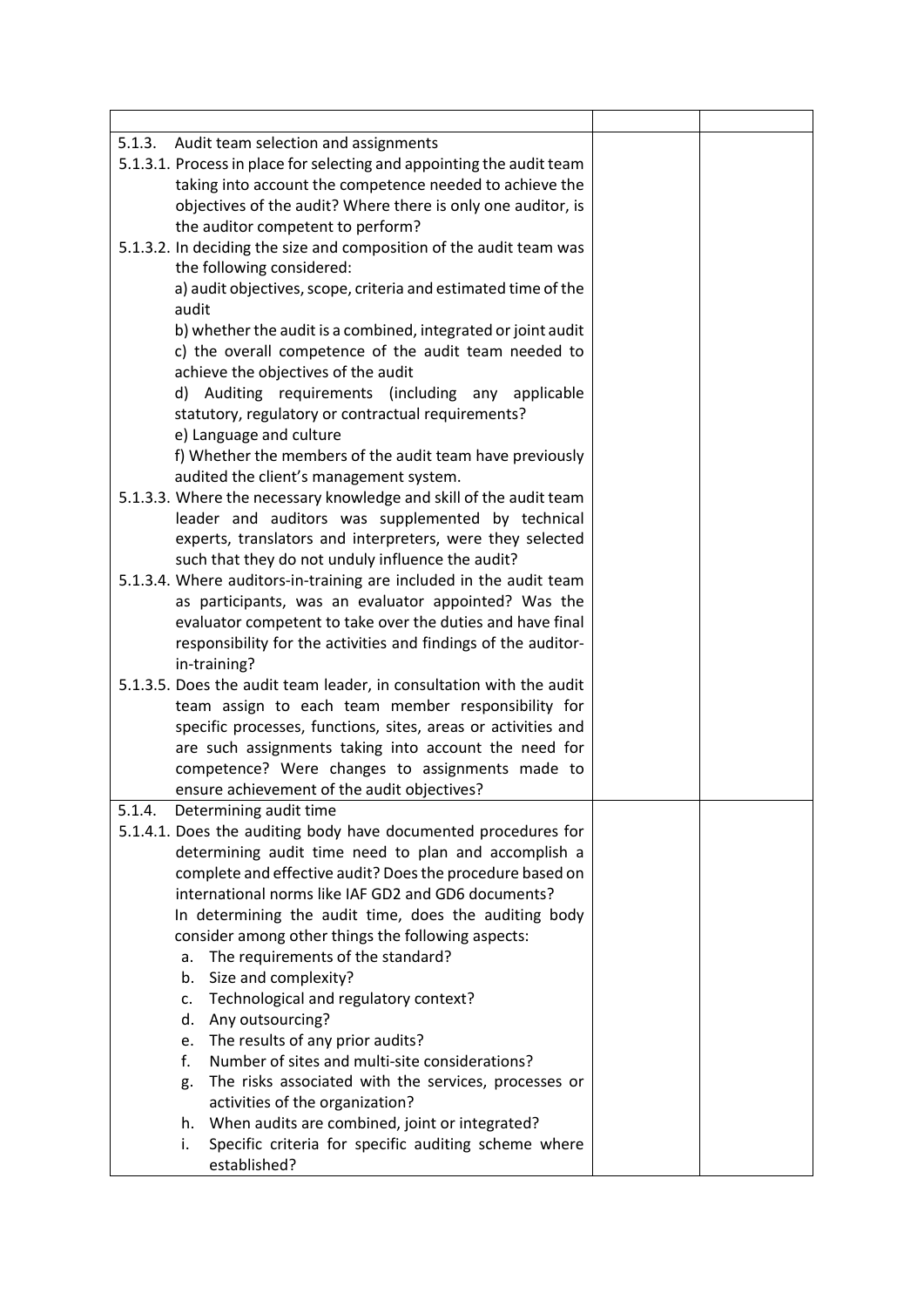| | | |
|---|---|---|
| 5.1.3. Audit team selection and assignments<br>5.1.3.1. Process in place for selecting and appointing the audit team taking into account the competence needed to achieve the objectives of the audit? Where there is only one auditor, is the auditor competent to perform?<br>5.1.3.2. In deciding the size and composition of the audit team was the following considered:<br>a) audit objectives, scope, criteria and estimated time of the audit<br>b) whether the audit is a combined, integrated or joint audit<br>c) the overall competence of the audit team needed to achieve the objectives of the audit<br>d) Auditing requirements (including any applicable statutory, regulatory or contractual requirements?<br>e) Language and culture<br>f) Whether the members of the audit team have previously audited the client's management system.<br>5.1.3.3. Where the necessary knowledge and skill of the audit team leader and auditors was supplemented by technical experts, translators and interpreters, were they selected such that they do not unduly influence the audit?<br>5.1.3.4. Where auditors-in-training are included in the audit team as participants, was an evaluator appointed? Was the evaluator competent to take over the duties and have final responsibility for the activities and findings of the auditor-in-training?<br>5.1.3.5. Does the audit team leader, in consultation with the audit team assign to each team member responsibility for specific processes, functions, sites, areas or activities and are such assignments taking into account the need for competence? Were changes to assignments made to ensure achievement of the audit objectives? | | |
| 5.1.4. Determining audit time<br>5.1.4.1. Does the auditing body have documented procedures for determining audit time need to plan and accomplish a complete and effective audit? Does the procedure based on international norms like IAF GD2 and GD6 documents?<br>In determining the audit time, does the auditing body consider among other things the following aspects:<br>a. The requirements of the standard?<br>b. Size and complexity?<br>c. Technological and regulatory context?<br>d. Any outsourcing?<br>e. The results of any prior audits?<br>f. Number of sites and multi-site considerations?<br>g. The risks associated with the services, processes or activities of the organization?<br>h. When audits are combined, joint or integrated?<br>i. Specific criteria for specific auditing scheme where established? | | |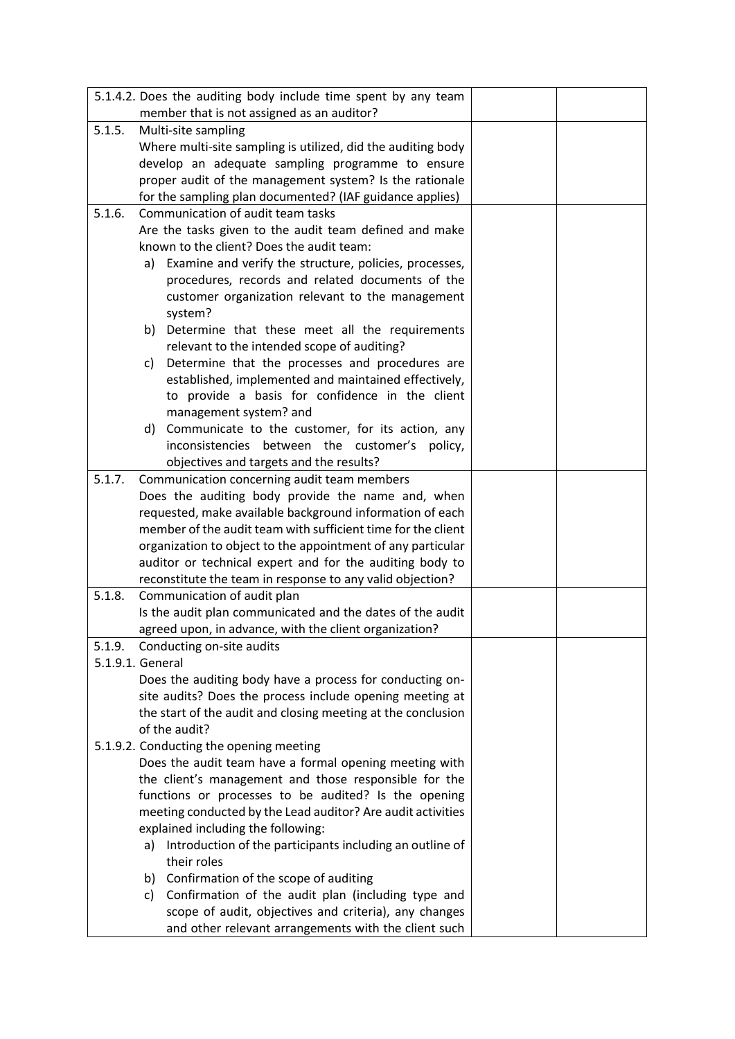| | | |
|---|---|---|
| 5.1.4.2. Does the auditing body include time spent by any team member that is not assigned as an auditor? | | |
| 5.1.5. Multi-site sampling<br>Where multi-site sampling is utilized, did the auditing body develop an adequate sampling programme to ensure proper audit of the management system? Is the rationale for the sampling plan documented? (IAF guidance applies) | | |
| 5.1.6. Communication of audit team tasks<br>Are the tasks given to the audit team defined and make known to the client? Does the audit team:<br>a) Examine and verify the structure, policies, processes, procedures, records and related documents of the customer organization relevant to the management system?<br>b) Determine that these meet all the requirements relevant to the intended scope of auditing?<br>c) Determine that the processes and procedures are established, implemented and maintained effectively, to provide a basis for confidence in the client management system? and<br>d) Communicate to the customer, for its action, any inconsistencies between the customer's policy, objectives and targets and the results? | | |
| 5.1.7. Communication concerning audit team members<br>Does the auditing body provide the name and, when requested, make available background information of each member of the audit team with sufficient time for the client organization to object to the appointment of any particular auditor or technical expert and for the auditing body to reconstitute the team in response to any valid objection? | | |
| 5.1.8. Communication of audit plan<br>Is the audit plan communicated and the dates of the audit agreed upon, in advance, with the client organization? | | |
| 5.1.9. Conducting on-site audits<br>5.1.9.1. General<br>Does the auditing body have a process for conducting on-site audits? Does the process include opening meeting at the start of the audit and closing meeting at the conclusion of the audit?<br>5.1.9.2. Conducting the opening meeting<br>Does the audit team have a formal opening meeting with the client's management and those responsible for the functions or processes to be audited? Is the opening meeting conducted by the Lead auditor? Are audit activities explained including the following:<br>a) Introduction of the participants including an outline of their roles<br>b) Confirmation of the scope of auditing<br>c) Confirmation of the audit plan (including type and scope of audit, objectives and criteria), any changes and other relevant arrangements with the client such | | |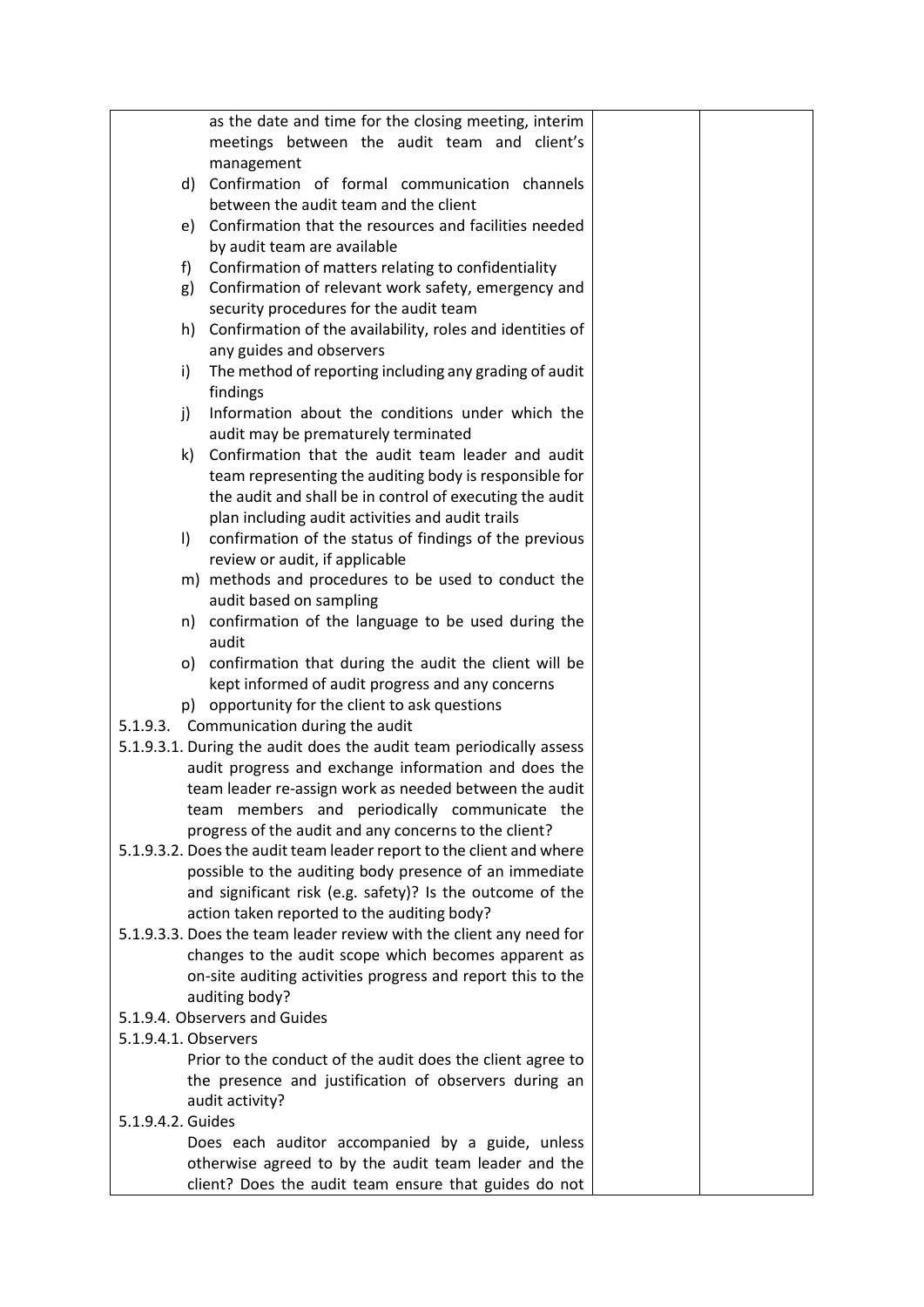| | | |
|---|---|---|
| as the date and time for the closing meeting, interim meetings between the audit team and client's management<br>d) Confirmation of formal communication channels between the audit team and the client<br>e) Confirmation that the resources and facilities needed by audit team are available<br>f) Confirmation of matters relating to confidentiality<br>g) Confirmation of relevant work safety, emergency and security procedures for the audit team<br>h) Confirmation of the availability, roles and identities of any guides and observers<br>i) The method of reporting including any grading of audit findings<br>j) Information about the conditions under which the audit may be prematurely terminated<br>k) Confirmation that the audit team leader and audit team representing the auditing body is responsible for the audit and shall be in control of executing the audit plan including audit activities and audit trails<br>l) confirmation of the status of findings of the previous review or audit, if applicable<br>m) methods and procedures to be used to conduct the audit based on sampling<br>n) confirmation of the language to be used during the audit<br>o) confirmation that during the audit the client will be kept informed of audit progress and any concerns<br>p) opportunity for the client to ask questions<br>5.1.9.3. Communication during the audit<br>5.1.9.3.1. During the audit does the audit team periodically assess audit progress and exchange information and does the team leader re-assign work as needed between the audit team members and periodically communicate the progress of the audit and any concerns to the client?<br>5.1.9.3.2. Does the audit team leader report to the client and where possible to the auditing body presence of an immediate and significant risk (e.g. safety)? Is the outcome of the action taken reported to the auditing body?<br>5.1.9.3.3. Does the team leader review with the client any need for changes to the audit scope which becomes apparent as on-site auditing activities progress and report this to the auditing body?<br>5.1.9.4. Observers and Guides<br>5.1.9.4.1. Observers<br>Prior to the conduct of the audit does the client agree to the presence and justification of observers during an audit activity?<br>5.1.9.4.2. Guides<br>Does each auditor accompanied by a guide, unless otherwise agreed to by the audit team leader and the client? Does the audit team ensure that guides do not | | |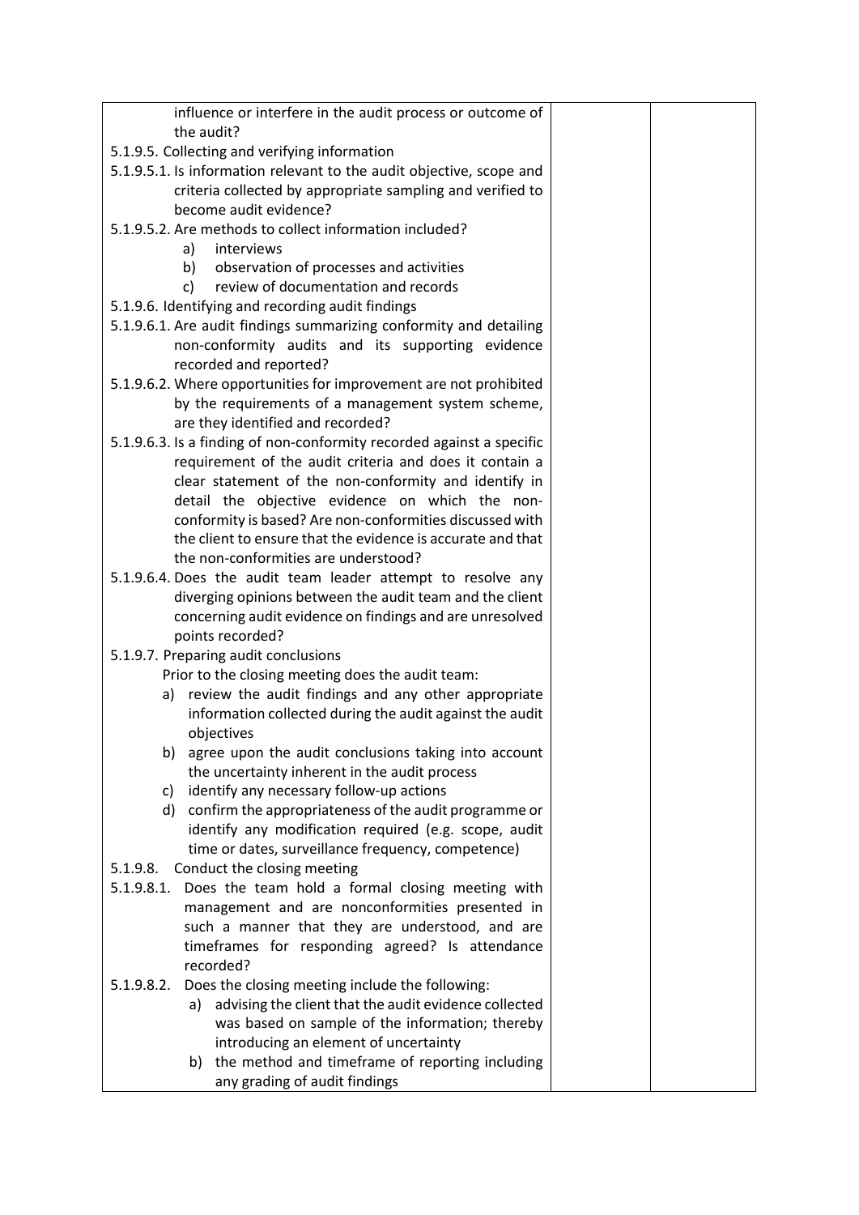| | | |
|---|---|---|
| influence or interfere in the audit process or outcome of the audit?<br>5.1.9.5. Collecting and verifying information<br>5.1.9.5.1. Is information relevant to the audit objective, scope and criteria collected by appropriate sampling and verified to become audit evidence?<br>5.1.9.5.2. Are methods to collect information included?<br>a) interviews<br>b) observation of processes and activities<br>c) review of documentation and records<br>5.1.9.6. Identifying and recording audit findings<br>5.1.9.6.1. Are audit findings summarizing conformity and detailing non-conformity audits and its supporting evidence recorded and reported?<br>5.1.9.6.2. Where opportunities for improvement are not prohibited by the requirements of a management system scheme, are they identified and recorded?<br>5.1.9.6.3. Is a finding of non-conformity recorded against a specific requirement of the audit criteria and does it contain a clear statement of the non-conformity and identify in detail the objective evidence on which the non-conformity is based? Are non-conformities discussed with the client to ensure that the evidence is accurate and that the non-conformities are understood?<br>5.1.9.6.4. Does the audit team leader attempt to resolve any diverging opinions between the audit team and the client concerning audit evidence on findings and are unresolved points recorded?<br>5.1.9.7. Preparing audit conclusions<br>Prior to the closing meeting does the audit team:<br>a) review the audit findings and any other appropriate information collected during the audit against the audit objectives<br>b) agree upon the audit conclusions taking into account the uncertainty inherent in the audit process<br>c) identify any necessary follow-up actions<br>d) confirm the appropriateness of the audit programme or identify any modification required (e.g. scope, audit time or dates, surveillance frequency, competence)<br>5.1.9.8. Conduct the closing meeting<br>5.1.9.8.1. Does the team hold a formal closing meeting with management and are nonconformities presented in such a manner that they are understood, and are timeframes for responding agreed? Is attendance recorded?<br>5.1.9.8.2. Does the closing meeting include the following:<br>a) advising the client that the audit evidence collected was based on sample of the information; thereby introducing an element of uncertainty<br>b) the method and timeframe of reporting including any grading of audit findings | | |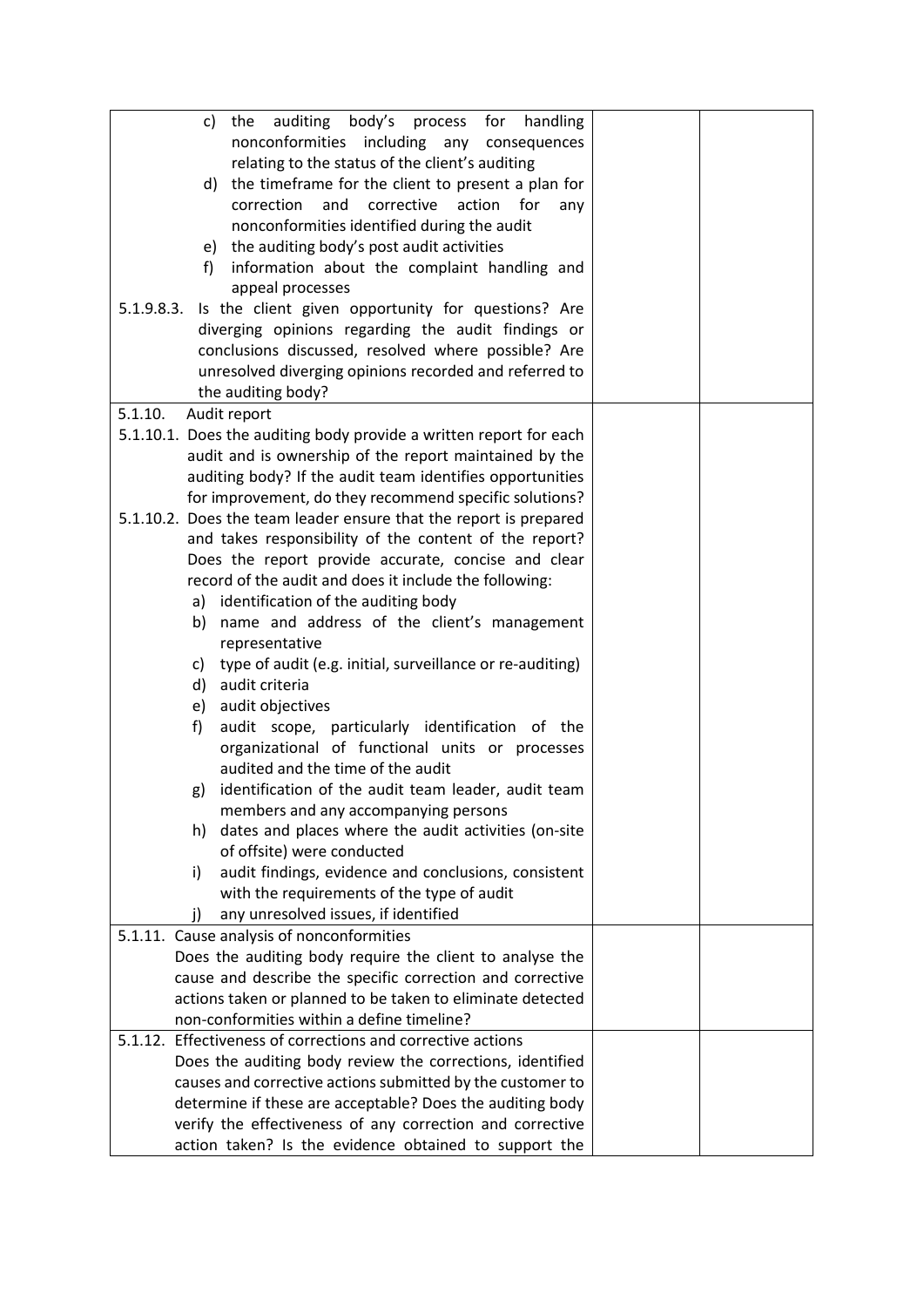| | | |
|---|---|---|
| c) the auditing body's process for handling nonconformities including any consequences relating to the status of the client's auditing<br>d) the timeframe for the client to present a plan for correction and corrective action for any nonconformities identified during the audit<br>e) the auditing body's post audit activities<br>f) information about the complaint handling and appeal processes<br>5.1.9.8.3. Is the client given opportunity for questions? Are diverging opinions regarding the audit findings or conclusions discussed, resolved where possible? Are unresolved diverging opinions recorded and referred to the auditing body? | | |
| 5.1.10. Audit report<br>5.1.10.1. Does the auditing body provide a written report for each audit and is ownership of the report maintained by the auditing body? If the audit team identifies opportunities for improvement, do they recommend specific solutions?<br>5.1.10.2. Does the team leader ensure that the report is prepared and takes responsibility of the content of the report? Does the report provide accurate, concise and clear record of the audit and does it include the following:<br>a) identification of the auditing body<br>b) name and address of the client's management representative<br>c) type of audit (e.g. initial, surveillance or re-auditing)<br>d) audit criteria<br>e) audit objectives<br>f) audit scope, particularly identification of the organizational of functional units or processes audited and the time of the audit<br>g) identification of the audit team leader, audit team members and any accompanying persons<br>h) dates and places where the audit activities (on-site of offsite) were conducted<br>i) audit findings, evidence and conclusions, consistent with the requirements of the type of audit<br>j) any unresolved issues, if identified | | |
| 5.1.11. Cause analysis of nonconformities<br>Does the auditing body require the client to analyse the cause and describe the specific correction and corrective actions taken or planned to be taken to eliminate detected non-conformities within a define timeline? | | |
| 5.1.12. Effectiveness of corrections and corrective actions<br>Does the auditing body review the corrections, identified causes and corrective actions submitted by the customer to determine if these are acceptable? Does the auditing body verify the effectiveness of any correction and corrective action taken? Is the evidence obtained to support the | | |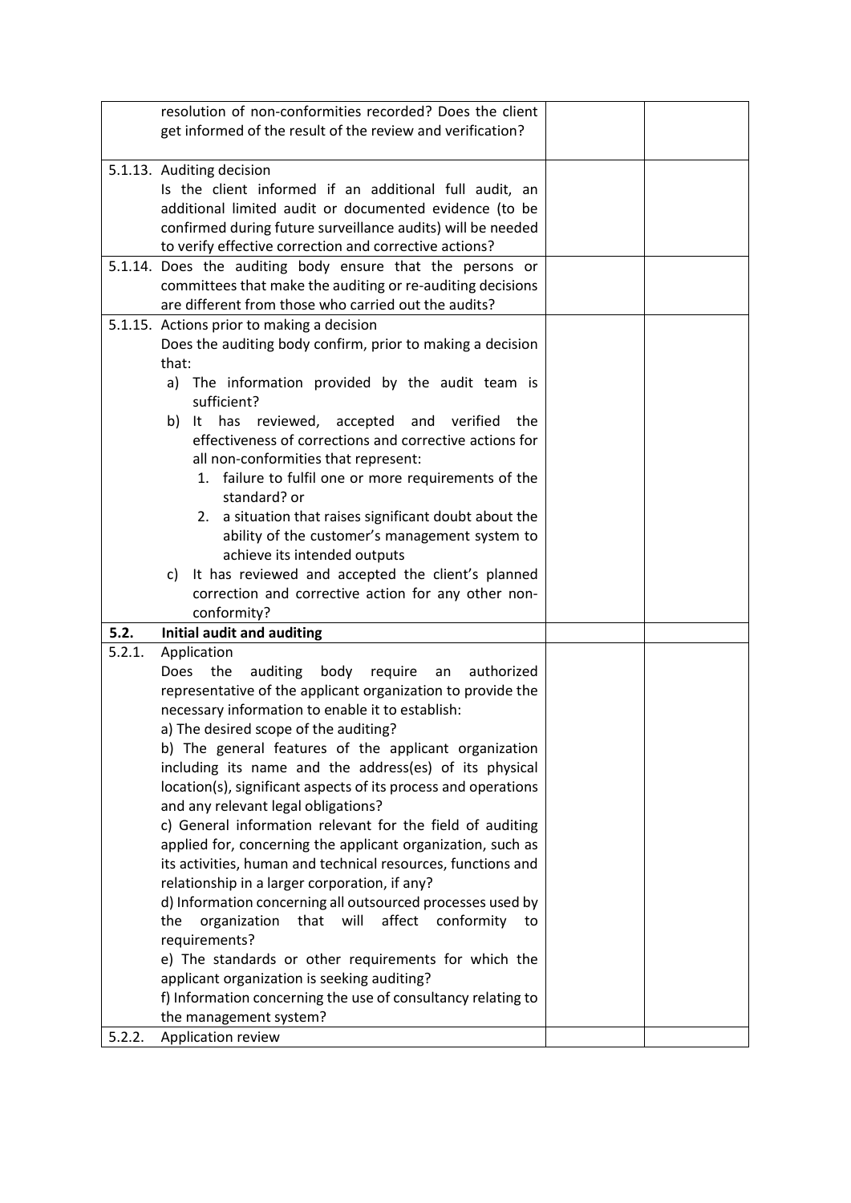| | | | |
|---|---|---|---|
| | resolution of non-conformities recorded? Does the client get informed of the result of the review and verification? | | |
| 5.1.13. | Auditing decision<br>Is the client informed if an additional full audit, an additional limited audit or documented evidence (to be confirmed during future surveillance audits) will be needed to verify effective correction and corrective actions? | | |
| 5.1.14. | Does the auditing body ensure that the persons or committees that make the auditing or re-auditing decisions are different from those who carried out the audits? | | |
| 5.1.15. | Actions prior to making a decision<br>Does the auditing body confirm, prior to making a decision that:<br>a) The information provided by the audit team is sufficient?<br>b) It has reviewed, accepted and verified the effectiveness of corrections and corrective actions for all non-conformities that represent:<br>1. failure to fulfil one or more requirements of the standard? or<br>2. a situation that raises significant doubt about the ability of the customer's management system to achieve its intended outputs<br>c) It has reviewed and accepted the client's planned correction and corrective action for any other non-conformity? | | |
| **5.2.** | **Initial audit and auditing** | | |
| 5.2.1. | Application<br>Does the auditing body require an authorized representative of the applicant organization to provide the necessary information to enable it to establish:<br>a) The desired scope of the auditing?<br>b) The general features of the applicant organization including its name and the address(es) of its physical location(s), significant aspects of its process and operations and any relevant legal obligations?<br>c) General information relevant for the field of auditing applied for, concerning the applicant organization, such as its activities, human and technical resources, functions and relationship in a larger corporation, if any?<br>d) Information concerning all outsourced processes used by the organization that will affect conformity to requirements?<br>e) The standards or other requirements for which the applicant organization is seeking auditing?<br>f) Information concerning the use of consultancy relating to the management system? | | |
| 5.2.2. | Application review | | |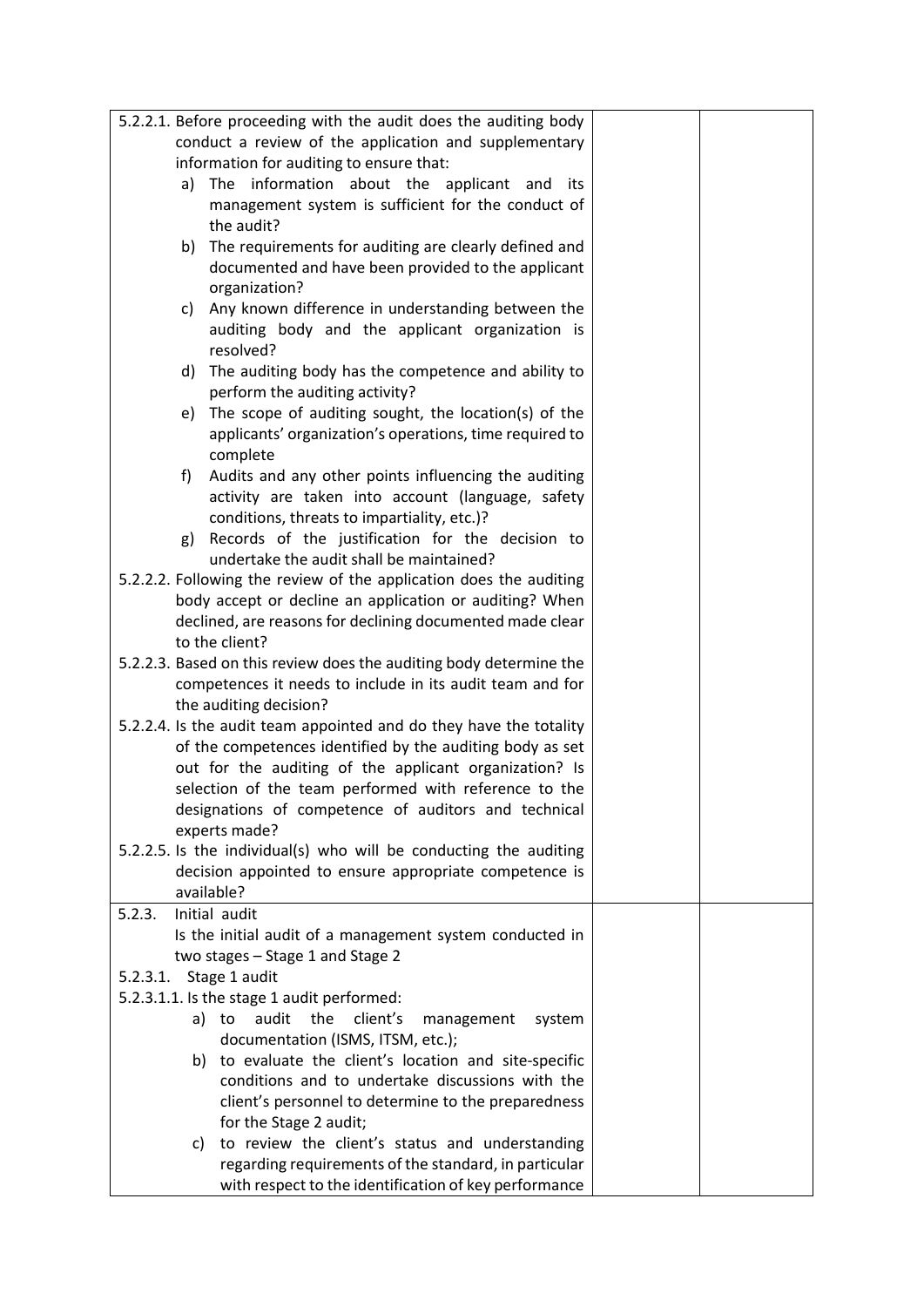| | | |
|---|---|---|
| 5.2.2.1. Before proceeding with the audit does the auditing body conduct a review of the application and supplementary information for auditing to ensure that:<br>a) The information about the applicant and its management system is sufficient for the conduct of the audit?<br>b) The requirements for auditing are clearly defined and documented and have been provided to the applicant organization?<br>c) Any known difference in understanding between the auditing body and the applicant organization is resolved?<br>d) The auditing body has the competence and ability to perform the auditing activity?<br>e) The scope of auditing sought, the location(s) of the applicants' organization's operations, time required to complete<br>f) Audits and any other points influencing the auditing activity are taken into account (language, safety conditions, threats to impartiality, etc.)?<br>g) Records of the justification for the decision to undertake the audit shall be maintained?<br>5.2.2.2. Following the review of the application does the auditing body accept or decline an application or auditing? When declined, are reasons for declining documented made clear to the client?<br>5.2.2.3. Based on this review does the auditing body determine the competences it needs to include in its audit team and for the auditing decision?<br>5.2.2.4. Is the audit team appointed and do they have the totality of the competences identified by the auditing body as set out for the auditing of the applicant organization? Is selection of the team performed with reference to the designations of competence of auditors and technical experts made?<br>5.2.2.5. Is the individual(s) who will be conducting the auditing decision appointed to ensure appropriate competence is available? | | |
| 5.2.3. Initial audit<br>Is the initial audit of a management system conducted in two stages – Stage 1 and Stage 2<br>5.2.3.1. Stage 1 audit<br>5.2.3.1.1. Is the stage 1 audit performed:<br>a) to audit the client's management system documentation (ISMS, ITSM, etc.);<br>b) to evaluate the client's location and site-specific conditions and to undertake discussions with the client's personnel to determine to the preparedness for the Stage 2 audit;<br>c) to review the client's status and understanding regarding requirements of the standard, in particular with respect to the identification of key performance | | |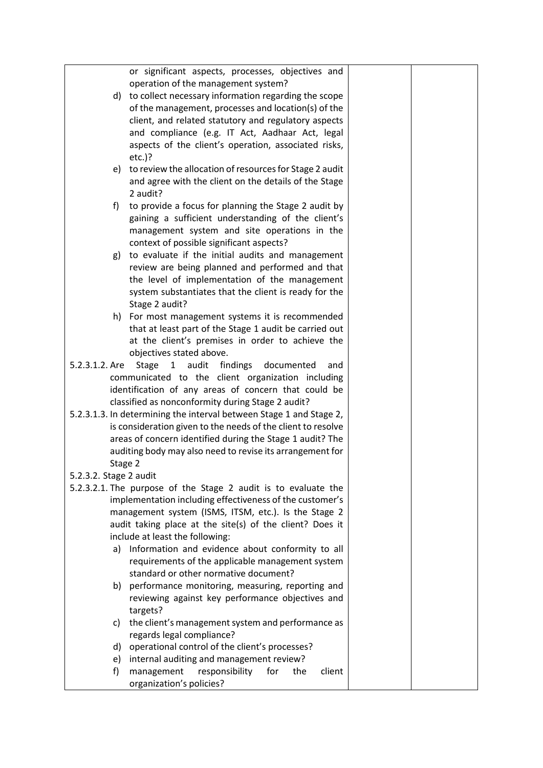| | | |
|---|---|---|
| or significant aspects, processes, objectives and operation of the management system?<br>d) to collect necessary information regarding the scope of the management, processes and location(s) of the client, and related statutory and regulatory aspects and compliance (e.g. IT Act, Aadhaar Act, legal aspects of the client's operation, associated risks, etc.)?<br>e) to review the allocation of resources for Stage 2 audit and agree with the client on the details of the Stage 2 audit?<br>f) to provide a focus for planning the Stage 2 audit by gaining a sufficient understanding of the client's management system and site operations in the context of possible significant aspects?<br>g) to evaluate if the initial audits and management review are being planned and performed and that the level of implementation of the management system substantiates that the client is ready for the Stage 2 audit?<br>h) For most management systems it is recommended that at least part of the Stage 1 audit be carried out at the client's premises in order to achieve the objectives stated above.<br>5.2.3.1.2. Are Stage 1 audit findings documented and communicated to the client organization including identification of any areas of concern that could be classified as nonconformity during Stage 2 audit?<br>5.2.3.1.3. In determining the interval between Stage 1 and Stage 2, is consideration given to the needs of the client to resolve areas of concern identified during the Stage 1 audit? The auditing body may also need to revise its arrangement for Stage 2<br>5.2.3.2. Stage 2 audit<br>5.2.3.2.1. The purpose of the Stage 2 audit is to evaluate the implementation including effectiveness of the customer's management system (ISMS, ITSM, etc.). Is the Stage 2 audit taking place at the site(s) of the client? Does it include at least the following:<br>a) Information and evidence about conformity to all requirements of the applicable management system standard or other normative document?<br>b) performance monitoring, measuring, reporting and reviewing against key performance objectives and targets?<br>c) the client's management system and performance as regards legal compliance?<br>d) operational control of the client's processes?<br>e) internal auditing and management review?<br>f) management responsibility for the client organization's policies? | | |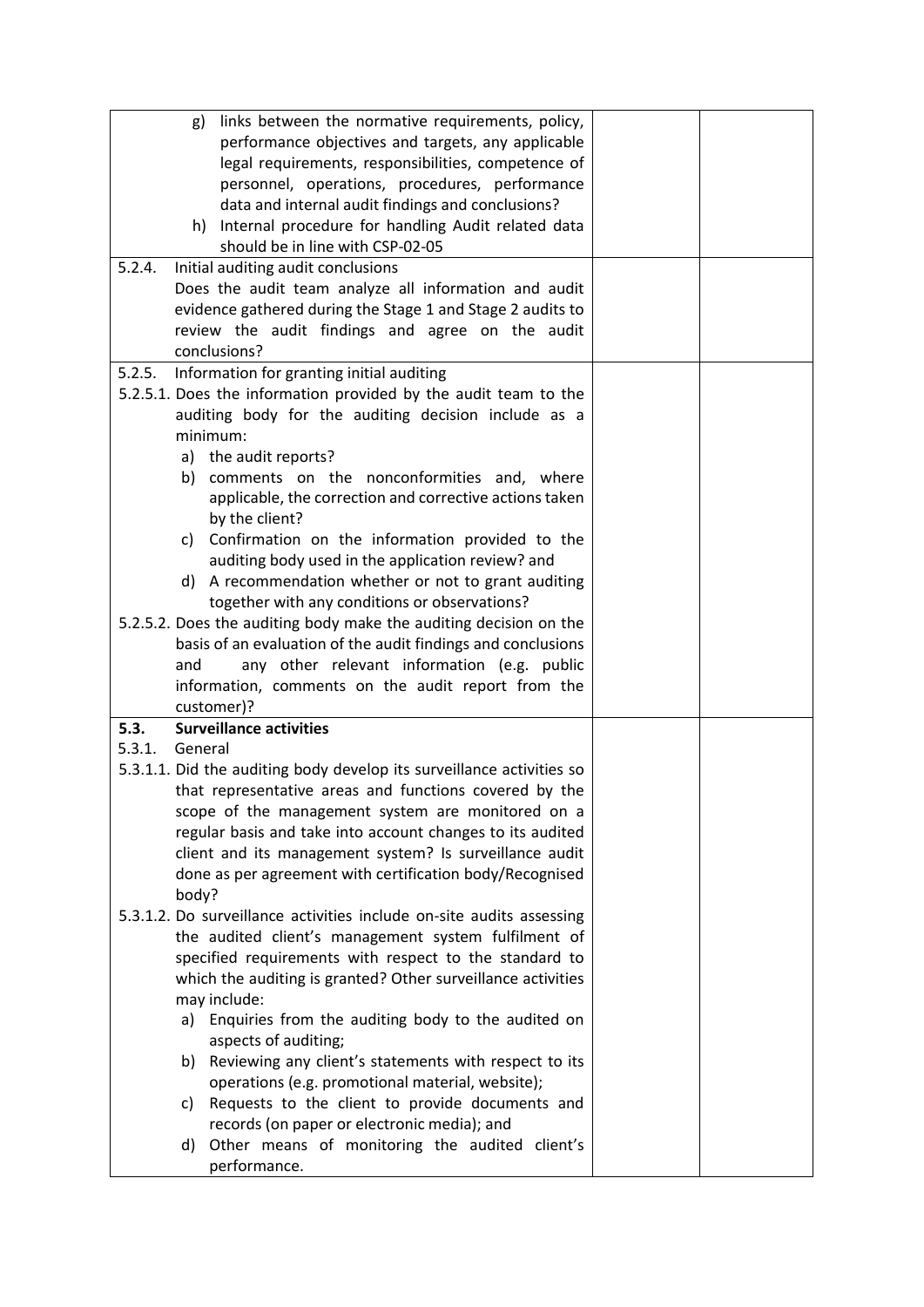| | | |
|---|---|---|
| g) links between the normative requirements, policy, performance objectives and targets, any applicable legal requirements, responsibilities, competence of personnel, operations, procedures, performance data and internal audit findings and conclusions?<br>h) Internal procedure for handling Audit related data should be in line with CSP-02-05 | | |
| 5.2.4. Initial auditing audit conclusions<br>Does the audit team analyze all information and audit evidence gathered during the Stage 1 and Stage 2 audits to review the audit findings and agree on the audit conclusions? | | |
| 5.2.5. Information for granting initial auditing<br>5.2.5.1. Does the information provided by the audit team to the auditing body for the auditing decision include as a minimum:<br>a) the audit reports?<br>b) comments on the nonconformities and, where applicable, the correction and corrective actions taken by the client?<br>c) Confirmation on the information provided to the auditing body used in the application review? and<br>d) A recommendation whether or not to grant auditing together with any conditions or observations?<br>5.2.5.2. Does the auditing body make the auditing decision on the basis of an evaluation of the audit findings and conclusions and any other relevant information (e.g. public information, comments on the audit report from the customer)? | | |
| **5.3. Surveillance activities**<br>5.3.1. General<br>5.3.1.1. Did the auditing body develop its surveillance activities so that representative areas and functions covered by the scope of the management system are monitored on a regular basis and take into account changes to its audited client and its management system? Is surveillance audit done as per agreement with certification body/Recognised body?<br>5.3.1.2. Do surveillance activities include on-site audits assessing the audited client's management system fulfilment of specified requirements with respect to the standard to which the auditing is granted? Other surveillance activities may include:<br>a) Enquiries from the auditing body to the audited on aspects of auditing;<br>b) Reviewing any client's statements with respect to its operations (e.g. promotional material, website);<br>c) Requests to the client to provide documents and records (on paper or electronic media); and<br>d) Other means of monitoring the audited client's performance. | | |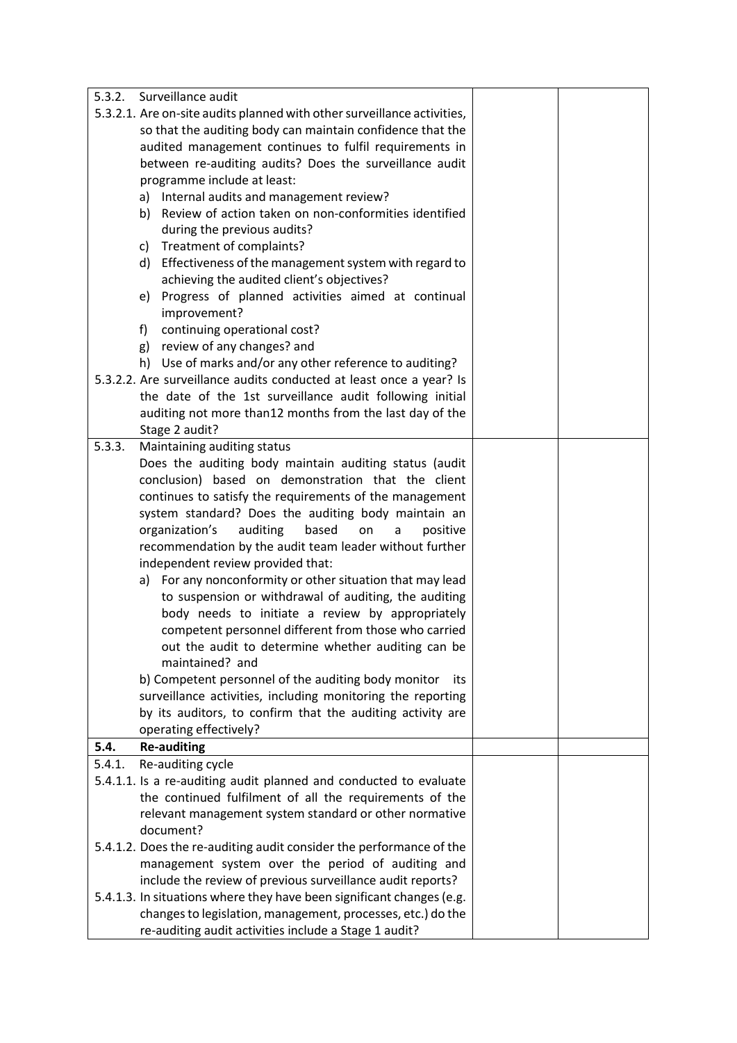| | | |
|---|---|---|
| 5.3.2. Surveillance audit | | |
| 5.3.2.1. Are on-site audits planned with other surveillance activities, so that the auditing body can maintain confidence that the audited management continues to fulfil requirements in between re-auditing audits? Does the surveillance audit programme include at least:<br>a) Internal audits and management review?<br>b) Review of action taken on non-conformities identified during the previous audits?<br>c) Treatment of complaints?<br>d) Effectiveness of the management system with regard to achieving the audited client's objectives?<br>e) Progress of planned activities aimed at continual improvement?<br>f) continuing operational cost?<br>g) review of any changes? and<br>h) Use of marks and/or any other reference to auditing? | | |
| 5.3.2.2. Are surveillance audits conducted at least once a year? Is the date of the 1st surveillance audit following initial auditing not more than12 months from the last day of the Stage 2 audit? | | |
| 5.3.3. Maintaining auditing status<br>Does the auditing body maintain auditing status (audit conclusion) based on demonstration that the client continues to satisfy the requirements of the management system standard? Does the auditing body maintain an organization's auditing based on a positive recommendation by the audit team leader without further independent review provided that:<br>a) For any nonconformity or other situation that may lead to suspension or withdrawal of auditing, the auditing body needs to initiate a review by appropriately competent personnel different from those who carried out the audit to determine whether auditing can be maintained? and<br>b) Competent personnel of the auditing body monitor its surveillance activities, including monitoring the reporting by its auditors, to confirm that the auditing activity are operating effectively? | | |
| **5.4. Re-auditing** | | |
| 5.4.1. Re-auditing cycle<br>5.4.1.1. Is a re-auditing audit planned and conducted to evaluate the continued fulfilment of all the requirements of the relevant management system standard or other normative document?<br>5.4.1.2. Does the re-auditing audit consider the performance of the management system over the period of auditing and include the review of previous surveillance audit reports?<br>5.4.1.3. In situations where they have been significant changes (e.g. changes to legislation, management, processes, etc.) do the re-auditing audit activities include a Stage 1 audit? | | |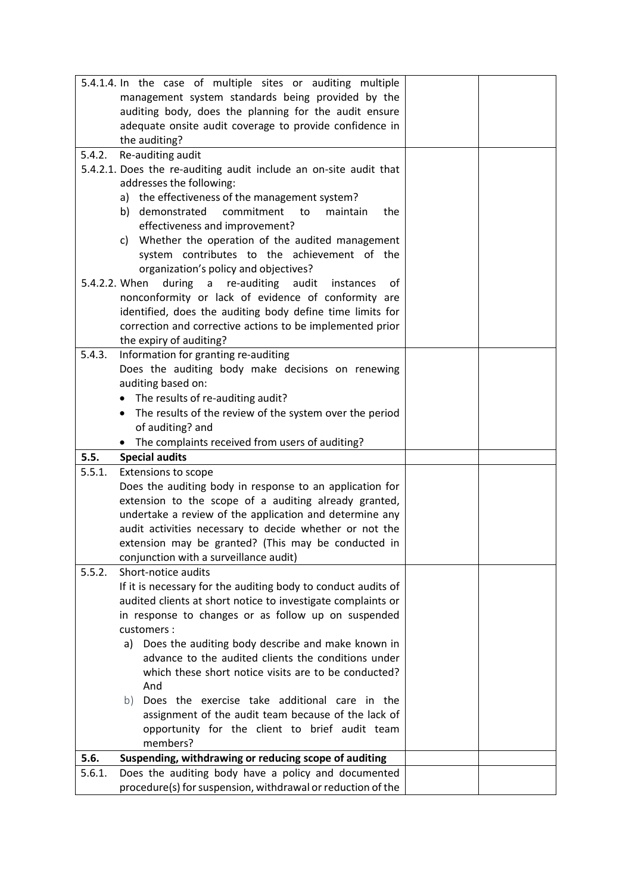| | | |
|---|---|---|
| 5.4.1.4. In the case of multiple sites or auditing multiple management system standards being provided by the auditing body, does the planning for the audit ensure adequate onsite audit coverage to provide confidence in the auditing? | | |
| 5.4.2. Re-auditing audit<br>5.4.2.1. Does the re-auditing audit include an on-site audit that addresses the following:<br>a) the effectiveness of the management system?<br>b) demonstrated commitment to maintain the effectiveness and improvement?<br>c) Whether the operation of the audited management system contributes to the achievement of the organization's policy and objectives?<br>5.4.2.2. When during a re-auditing audit instances of nonconformity or lack of evidence of conformity are identified, does the auditing body define time limits for correction and corrective actions to be implemented prior the expiry of auditing? | | |
| 5.4.3. Information for granting re-auditing<br>Does the auditing body make decisions on renewing auditing based on:<br>• The results of re-auditing audit?<br>• The results of the review of the system over the period of auditing? and<br>• The complaints received from users of auditing? | | |
| **5.5. Special audits** | | |
| 5.5.1. Extensions to scope<br>Does the auditing body in response to an application for extension to the scope of a auditing already granted, undertake a review of the application and determine any audit activities necessary to decide whether or not the extension may be granted? (This may be conducted in conjunction with a surveillance audit) | | |
| 5.5.2. Short-notice audits<br>If it is necessary for the auditing body to conduct audits of audited clients at short notice to investigate complaints or in response to changes or as follow up on suspended customers :<br>a) Does the auditing body describe and make known in advance to the audited clients the conditions under which these short notice visits are to be conducted? And<br>b) Does the exercise take additional care in the assignment of the audit team because of the lack of opportunity for the client to brief audit team members? | | |
| **5.6. Suspending, withdrawing or reducing scope of auditing** | | |
| 5.6.1. Does the auditing body have a policy and documented procedure(s) for suspension, withdrawal or reduction of the | | |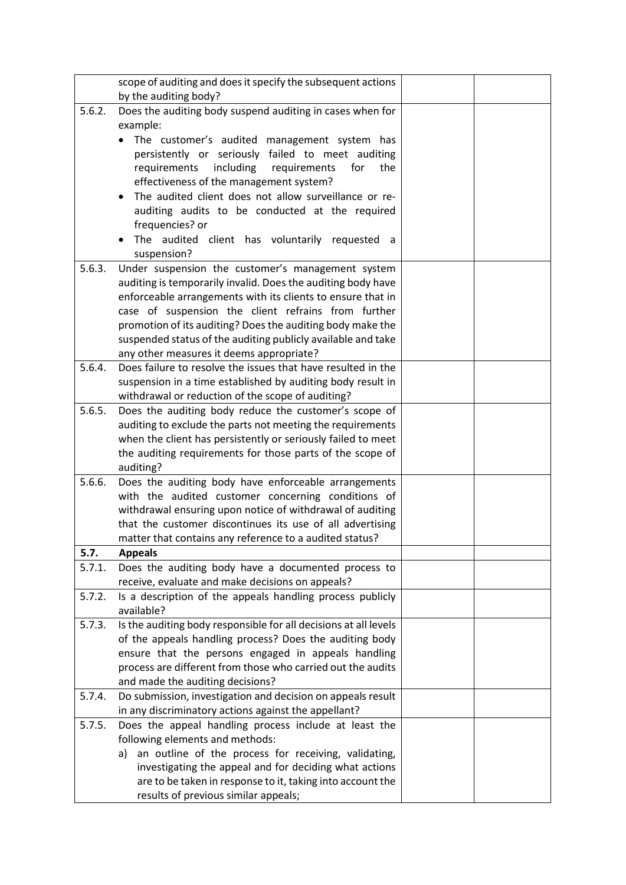|  |  |  |  |
|---|---|---|---|
|  | scope of auditing and does it specify the subsequent actions by the auditing body? |  |  |
| 5.6.2. | Does the auditing body suspend auditing in cases when for example:<br>• The customer's audited management system has persistently or seriously failed to meet auditing requirements including requirements for the effectiveness of the management system?<br>• The audited client does not allow surveillance or re-auditing audits to be conducted at the required frequencies? or<br>• The audited client has voluntarily requested a suspension? |  |  |
| 5.6.3. | Under suspension the customer's management system auditing is temporarily invalid. Does the auditing body have enforceable arrangements with its clients to ensure that in case of suspension the client refrains from further promotion of its auditing? Does the auditing body make the suspended status of the auditing publicly available and take any other measures it deems appropriate? |  |  |
| 5.6.4. | Does failure to resolve the issues that have resulted in the suspension in a time established by auditing body result in withdrawal or reduction of the scope of auditing? |  |  |
| 5.6.5. | Does the auditing body reduce the customer's scope of auditing to exclude the parts not meeting the requirements when the client has persistently or seriously failed to meet the auditing requirements for those parts of the scope of auditing? |  |  |
| 5.6.6. | Does the auditing body have enforceable arrangements with the audited customer concerning conditions of withdrawal ensuring upon notice of withdrawal of auditing that the customer discontinues its use of all advertising matter that contains any reference to a audited status? |  |  |
| **5.7.** | **Appeals** |  |  |
| 5.7.1. | Does the auditing body have a documented process to receive, evaluate and make decisions on appeals? |  |  |
| 5.7.2. | Is a description of the appeals handling process publicly available? |  |  |
| 5.7.3. | Is the auditing body responsible for all decisions at all levels of the appeals handling process? Does the auditing body ensure that the persons engaged in appeals handling process are different from those who carried out the audits and made the auditing decisions? |  |  |
| 5.7.4. | Do submission, investigation and decision on appeals result in any discriminatory actions against the appellant? |  |  |
| 5.7.5. | Does the appeal handling process include at least the following elements and methods:<br>a) an outline of the process for receiving, validating, investigating the appeal and for deciding what actions are to be taken in response to it, taking into account the results of previous similar appeals; |  |  |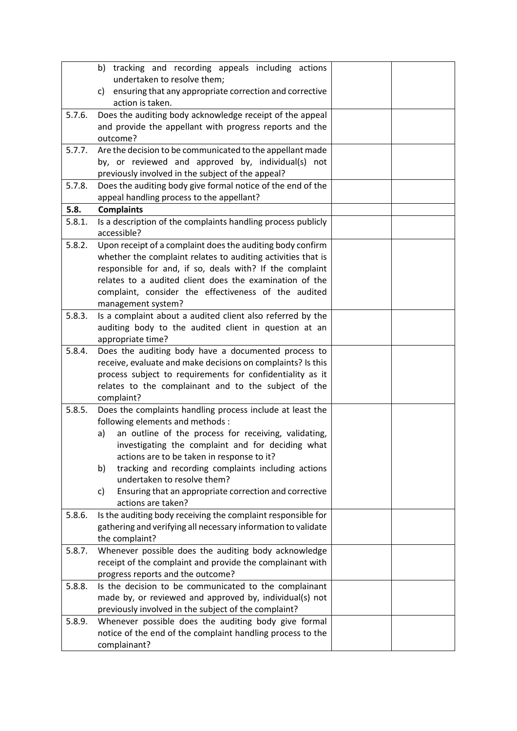| | | | |
|---|---|---|---|
| | b) tracking and recording appeals including actions undertaken to resolve them;<br>c) ensuring that any appropriate correction and corrective action is taken. | | |
| 5.7.6. | Does the auditing body acknowledge receipt of the appeal and provide the appellant with progress reports and the outcome? | | |
| 5.7.7. | Are the decision to be communicated to the appellant made by, or reviewed and approved by, individual(s) not previously involved in the subject of the appeal? | | |
| 5.7.8. | Does the auditing body give formal notice of the end of the appeal handling process to the appellant? | | |
| **5.8.** | **Complaints** | | |
| 5.8.1. | Is a description of the complaints handling process publicly accessible? | | |
| 5.8.2. | Upon receipt of a complaint does the auditing body confirm whether the complaint relates to auditing activities that is responsible for and, if so, deals with? If the complaint relates to a audited client does the examination of the complaint, consider the effectiveness of the audited management system? | | |
| 5.8.3. | Is a complaint about a audited client also referred by the auditing body to the audited client in question at an appropriate time? | | |
| 5.8.4. | Does the auditing body have a documented process to receive, evaluate and make decisions on complaints? Is this process subject to requirements for confidentiality as it relates to the complainant and to the subject of the complaint? | | |
| 5.8.5. | Does the complaints handling process include at least the following elements and methods :<br>a) an outline of the process for receiving, validating, investigating the complaint and for deciding what actions are to be taken in response to it?<br>b) tracking and recording complaints including actions undertaken to resolve them?<br>c) Ensuring that an appropriate correction and corrective actions are taken? | | |
| 5.8.6. | Is the auditing body receiving the complaint responsible for gathering and verifying all necessary information to validate the complaint? | | |
| 5.8.7. | Whenever possible does the auditing body acknowledge receipt of the complaint and provide the complainant with progress reports and the outcome? | | |
| 5.8.8. | Is the decision to be communicated to the complainant made by, or reviewed and approved by, individual(s) not previously involved in the subject of the complaint? | | |
| 5.8.9. | Whenever possible does the auditing body give formal notice of the end of the complaint handling process to the complainant? | | |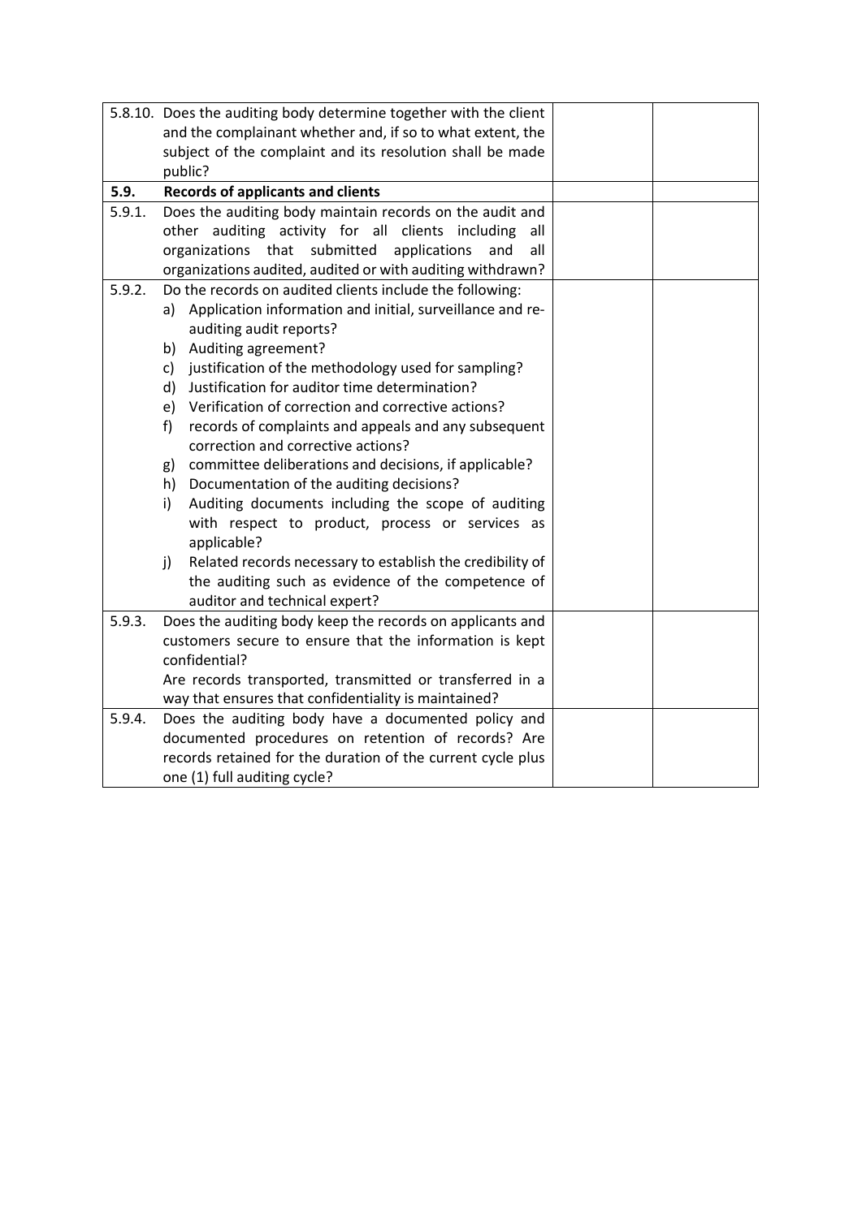| | | | |
|---|---|---|---|
| 5.8.10. | Does the auditing body determine together with the client and the complainant whether and, if so to what extent, the subject of the complaint and its resolution shall be made public? | | |
| **5.9.** | **Records of applicants and clients** | | |
| 5.9.1. | Does the auditing body maintain records on the audit and other auditing activity for all clients including all organizations that submitted applications and all organizations audited, audited or with auditing withdrawn? | | |
| 5.9.2. | Do the records on audited clients include the following:<br>a) Application information and initial, surveillance and re-auditing audit reports?<br>b) Auditing agreement?<br>c) justification of the methodology used for sampling?<br>d) Justification for auditor time determination?<br>e) Verification of correction and corrective actions?<br>f) records of complaints and appeals and any subsequent correction and corrective actions?<br>g) committee deliberations and decisions, if applicable?<br>h) Documentation of the auditing decisions?<br>i) Auditing documents including the scope of auditing with respect to product, process or services as applicable?<br>j) Related records necessary to establish the credibility of the auditing such as evidence of the competence of auditor and technical expert? | | |
| 5.9.3. | Does the auditing body keep the records on applicants and customers secure to ensure that the information is kept confidential?<br>Are records transported, transmitted or transferred in a way that ensures that confidentiality is maintained? | | |
| 5.9.4. | Does the auditing body have a documented policy and documented procedures on retention of records? Are records retained for the duration of the current cycle plus one (1) full auditing cycle? | | |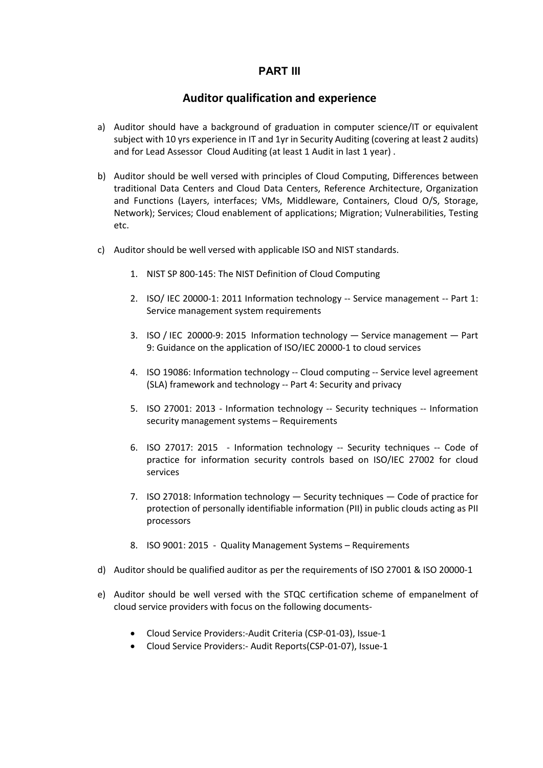## PART III

## Auditor qualification and experience

a) Auditor should have a background of graduation in computer science/IT or equivalent subject with 10 yrs experience in IT and 1yr in Security Auditing (covering at least 2 audits) and for Lead Assessor Cloud Auditing (at least 1 Audit in last 1 year) .

b) Auditor should be well versed with principles of Cloud Computing, Differences between traditional Data Centers and Cloud Data Centers, Reference Architecture, Organization and Functions (Layers, interfaces; VMs, Middleware, Containers, Cloud O/S, Storage, Network); Services; Cloud enablement of applications; Migration; Vulnerabilities, Testing etc.

c) Auditor should be well versed with applicable ISO and NIST standards.

   1. NIST SP 800-145: The NIST Definition of Cloud Computing
   2. ISO/ IEC 20000-1: 2011 Information technology -- Service management -- Part 1: Service management system requirements
   3. ISO / IEC 20000-9: 2015 Information technology — Service management — Part 9: Guidance on the application of ISO/IEC 20000-1 to cloud services
   4. ISO 19086: Information technology -- Cloud computing -- Service level agreement (SLA) framework and technology -- Part 4: Security and privacy
   5. ISO 27001: 2013 - Information technology -- Security techniques -- Information security management systems – Requirements
   6. ISO 27017: 2015 - Information technology -- Security techniques -- Code of practice for information security controls based on ISO/IEC 27002 for cloud services
   7. ISO 27018: Information technology — Security techniques — Code of practice for protection of personally identifiable information (PII) in public clouds acting as PII processors
   8. ISO 9001: 2015 - Quality Management Systems – Requirements

d) Auditor should be qualified auditor as per the requirements of ISO 27001 & ISO 20000-1

e) Auditor should be well versed with the STQC certification scheme of empanelment of cloud service providers with focus on the following documents-

   - Cloud Service Providers:-Audit Criteria (CSP-01-03), Issue-1
   - Cloud Service Providers:- Audit Reports(CSP-01-07), Issue-1